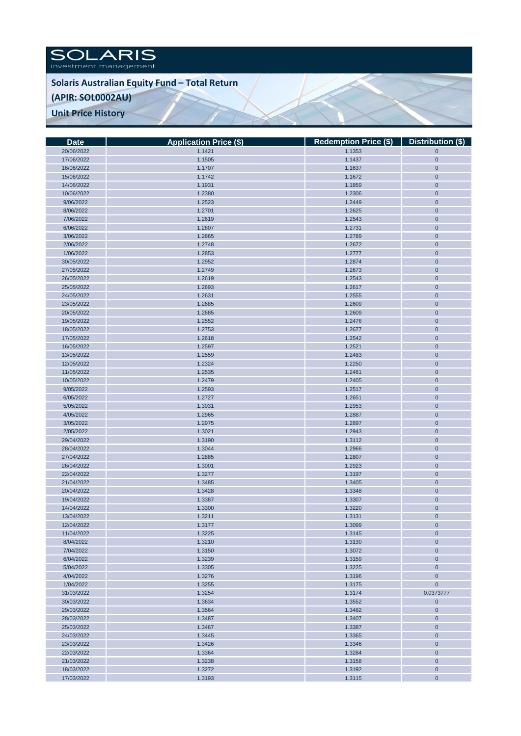SOLARIS
investment management

# Solaris Australian Equity Fund – Total Return
## (APIR: SOL0002AU)
## Unit Price History

| Date | Application Price ($) | Redemption Price ($) | Distribution ($) |
|---|---|---|---|
| 20/06/2022 | 1.1421 | 1.1353 | 0 |
| 17/06/2022 | 1.1505 | 1.1437 | 0 |
| 16/06/2022 | 1.1707 | 1.1637 | 0 |
| 15/06/2022 | 1.1742 | 1.1672 | 0 |
| 14/06/2022 | 1.1931 | 1.1859 | 0 |
| 10/06/2022 | 1.2380 | 1.2306 | 0 |
| 9/06/2022 | 1.2523 | 1.2449 | 0 |
| 8/06/2022 | 1.2701 | 1.2625 | 0 |
| 7/06/2022 | 1.2619 | 1.2543 | 0 |
| 6/06/2022 | 1.2807 | 1.2731 | 0 |
| 3/06/2022 | 1.2865 | 1.2789 | 0 |
| 2/06/2022 | 1.2748 | 1.2672 | 0 |
| 1/06/2022 | 1.2853 | 1.2777 | 0 |
| 30/05/2022 | 1.2952 | 1.2874 | 0 |
| 27/05/2022 | 1.2749 | 1.2673 | 0 |
| 26/05/2022 | 1.2619 | 1.2543 | 0 |
| 25/05/2022 | 1.2693 | 1.2617 | 0 |
| 24/05/2022 | 1.2631 | 1.2555 | 0 |
| 23/05/2022 | 1.2685 | 1.2609 | 0 |
| 20/05/2022 | 1.2685 | 1.2609 | 0 |
| 19/05/2022 | 1.2552 | 1.2476 | 0 |
| 18/05/2022 | 1.2753 | 1.2677 | 0 |
| 17/05/2022 | 1.2618 | 1.2542 | 0 |
| 16/05/2022 | 1.2597 | 1.2521 | 0 |
| 13/05/2022 | 1.2559 | 1.2483 | 0 |
| 12/05/2022 | 1.2324 | 1.2250 | 0 |
| 11/05/2022 | 1.2535 | 1.2461 | 0 |
| 10/05/2022 | 1.2479 | 1.2405 | 0 |
| 9/05/2022 | 1.2593 | 1.2517 | 0 |
| 6/05/2022 | 1.2727 | 1.2651 | 0 |
| 5/05/2022 | 1.3031 | 1.2953 | 0 |
| 4/05/2022 | 1.2965 | 1.2887 | 0 |
| 3/05/2022 | 1.2975 | 1.2897 | 0 |
| 2/05/2022 | 1.3021 | 1.2943 | 0 |
| 29/04/2022 | 1.3190 | 1.3112 | 0 |
| 28/04/2022 | 1.3044 | 1.2966 | 0 |
| 27/04/2022 | 1.2885 | 1.2807 | 0 |
| 26/04/2022 | 1.3001 | 1.2923 | 0 |
| 22/04/2022 | 1.3277 | 1.3197 | 0 |
| 21/04/2022 | 1.3485 | 1.3405 | 0 |
| 20/04/2022 | 1.3428 | 1.3348 | 0 |
| 19/04/2022 | 1.3387 | 1.3307 | 0 |
| 14/04/2022 | 1.3300 | 1.3220 | 0 |
| 13/04/2022 | 1.3211 | 1.3131 | 0 |
| 12/04/2022 | 1.3177 | 1.3099 | 0 |
| 11/04/2022 | 1.3225 | 1.3145 | 0 |
| 8/04/2022 | 1.3210 | 1.3130 | 0 |
| 7/04/2022 | 1.3150 | 1.3072 | 0 |
| 6/04/2022 | 1.3239 | 1.3159 | 0 |
| 5/04/2022 | 1.3305 | 1.3225 | 0 |
| 4/04/2022 | 1.3276 | 1.3196 | 0 |
| 1/04/2022 | 1.3255 | 1.3175 | 0 |
| 31/03/2022 | 1.3254 | 1.3174 | 0.0373777 |
| 30/03/2022 | 1.3634 | 1.3552 | 0 |
| 29/03/2022 | 1.3564 | 1.3482 | 0 |
| 28/03/2022 | 1.3487 | 1.3407 | 0 |
| 25/03/2022 | 1.3467 | 1.3387 | 0 |
| 24/03/2022 | 1.3445 | 1.3365 | 0 |
| 23/03/2022 | 1.3426 | 1.3346 | 0 |
| 22/03/2022 | 1.3364 | 1.3284 | 0 |
| 21/03/2022 | 1.3238 | 1.3158 | 0 |
| 18/03/2022 | 1.3272 | 1.3192 | 0 |
| 17/03/2022 | 1.3193 | 1.3115 | 0 |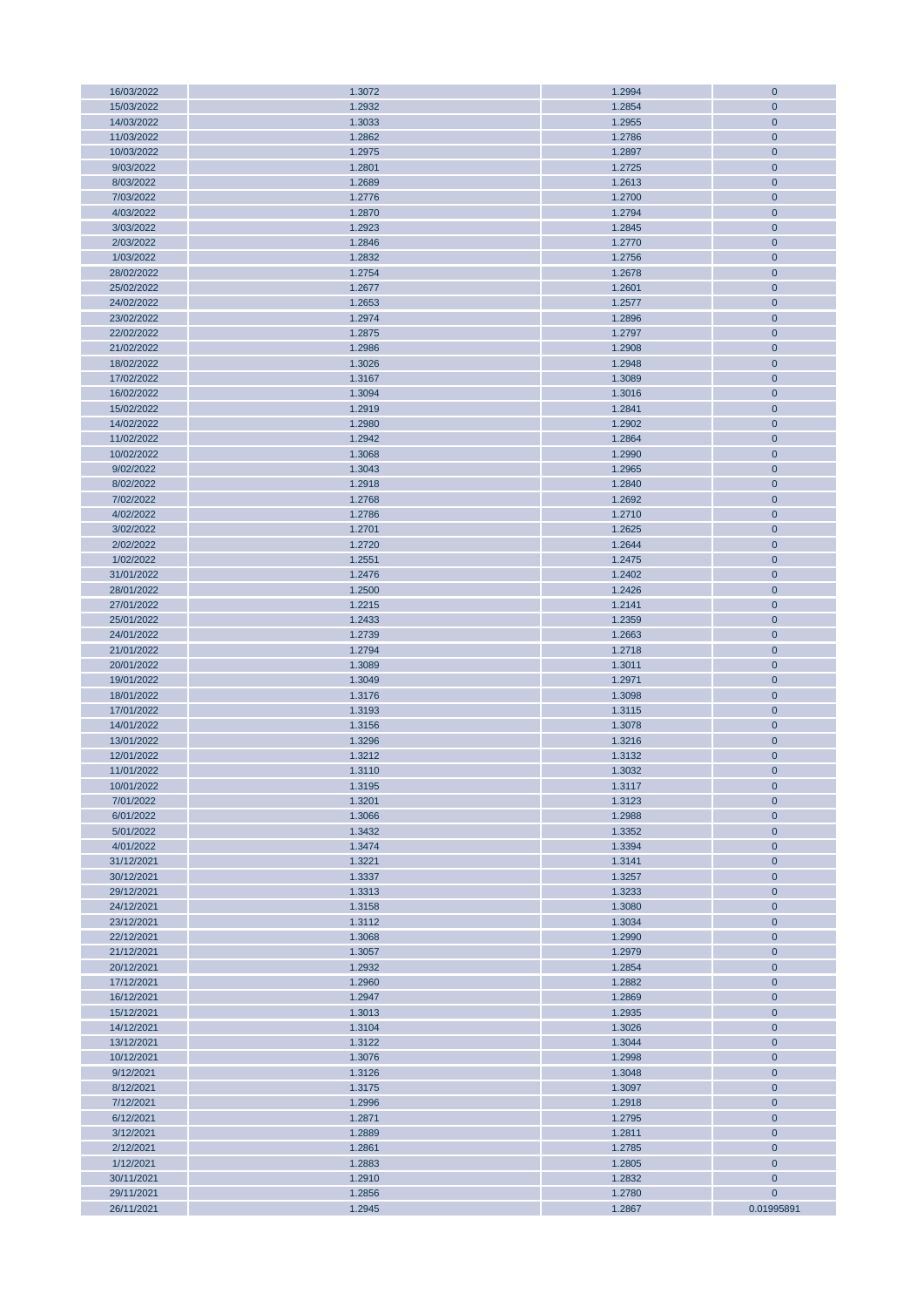| | | | |
|---|---|---|---|
| 16/03/2022 | 1.3072 | 1.2994 | 0 |
| 15/03/2022 | 1.2932 | 1.2854 | 0 |
| 14/03/2022 | 1.3033 | 1.2955 | 0 |
| 11/03/2022 | 1.2862 | 1.2786 | 0 |
| 10/03/2022 | 1.2975 | 1.2897 | 0 |
| 9/03/2022 | 1.2801 | 1.2725 | 0 |
| 8/03/2022 | 1.2689 | 1.2613 | 0 |
| 7/03/2022 | 1.2776 | 1.2700 | 0 |
| 4/03/2022 | 1.2870 | 1.2794 | 0 |
| 3/03/2022 | 1.2923 | 1.2845 | 0 |
| 2/03/2022 | 1.2846 | 1.2770 | 0 |
| 1/03/2022 | 1.2832 | 1.2756 | 0 |
| 28/02/2022 | 1.2754 | 1.2678 | 0 |
| 25/02/2022 | 1.2677 | 1.2601 | 0 |
| 24/02/2022 | 1.2653 | 1.2577 | 0 |
| 23/02/2022 | 1.2974 | 1.2896 | 0 |
| 22/02/2022 | 1.2875 | 1.2797 | 0 |
| 21/02/2022 | 1.2986 | 1.2908 | 0 |
| 18/02/2022 | 1.3026 | 1.2948 | 0 |
| 17/02/2022 | 1.3167 | 1.3089 | 0 |
| 16/02/2022 | 1.3094 | 1.3016 | 0 |
| 15/02/2022 | 1.2919 | 1.2841 | 0 |
| 14/02/2022 | 1.2980 | 1.2902 | 0 |
| 11/02/2022 | 1.2942 | 1.2864 | 0 |
| 10/02/2022 | 1.3068 | 1.2990 | 0 |
| 9/02/2022 | 1.3043 | 1.2965 | 0 |
| 8/02/2022 | 1.2918 | 1.2840 | 0 |
| 7/02/2022 | 1.2768 | 1.2692 | 0 |
| 4/02/2022 | 1.2786 | 1.2710 | 0 |
| 3/02/2022 | 1.2701 | 1.2625 | 0 |
| 2/02/2022 | 1.2720 | 1.2644 | 0 |
| 1/02/2022 | 1.2551 | 1.2475 | 0 |
| 31/01/2022 | 1.2476 | 1.2402 | 0 |
| 28/01/2022 | 1.2500 | 1.2426 | 0 |
| 27/01/2022 | 1.2215 | 1.2141 | 0 |
| 25/01/2022 | 1.2433 | 1.2359 | 0 |
| 24/01/2022 | 1.2739 | 1.2663 | 0 |
| 21/01/2022 | 1.2794 | 1.2718 | 0 |
| 20/01/2022 | 1.3089 | 1.3011 | 0 |
| 19/01/2022 | 1.3049 | 1.2971 | 0 |
| 18/01/2022 | 1.3176 | 1.3098 | 0 |
| 17/01/2022 | 1.3193 | 1.3115 | 0 |
| 14/01/2022 | 1.3156 | 1.3078 | 0 |
| 13/01/2022 | 1.3296 | 1.3216 | 0 |
| 12/01/2022 | 1.3212 | 1.3132 | 0 |
| 11/01/2022 | 1.3110 | 1.3032 | 0 |
| 10/01/2022 | 1.3195 | 1.3117 | 0 |
| 7/01/2022 | 1.3201 | 1.3123 | 0 |
| 6/01/2022 | 1.3066 | 1.2988 | 0 |
| 5/01/2022 | 1.3432 | 1.3352 | 0 |
| 4/01/2022 | 1.3474 | 1.3394 | 0 |
| 31/12/2021 | 1.3221 | 1.3141 | 0 |
| 30/12/2021 | 1.3337 | 1.3257 | 0 |
| 29/12/2021 | 1.3313 | 1.3233 | 0 |
| 24/12/2021 | 1.3158 | 1.3080 | 0 |
| 23/12/2021 | 1.3112 | 1.3034 | 0 |
| 22/12/2021 | 1.3068 | 1.2990 | 0 |
| 21/12/2021 | 1.3057 | 1.2979 | 0 |
| 20/12/2021 | 1.2932 | 1.2854 | 0 |
| 17/12/2021 | 1.2960 | 1.2882 | 0 |
| 16/12/2021 | 1.2947 | 1.2869 | 0 |
| 15/12/2021 | 1.3013 | 1.2935 | 0 |
| 14/12/2021 | 1.3104 | 1.3026 | 0 |
| 13/12/2021 | 1.3122 | 1.3044 | 0 |
| 10/12/2021 | 1.3076 | 1.2998 | 0 |
| 9/12/2021 | 1.3126 | 1.3048 | 0 |
| 8/12/2021 | 1.3175 | 1.3097 | 0 |
| 7/12/2021 | 1.2996 | 1.2918 | 0 |
| 6/12/2021 | 1.2871 | 1.2795 | 0 |
| 3/12/2021 | 1.2889 | 1.2811 | 0 |
| 2/12/2021 | 1.2861 | 1.2785 | 0 |
| 1/12/2021 | 1.2883 | 1.2805 | 0 |
| 30/11/2021 | 1.2910 | 1.2832 | 0 |
| 29/11/2021 | 1.2856 | 1.2780 | 0 |
| 26/11/2021 | 1.2945 | 1.2867 | 0.01995891 |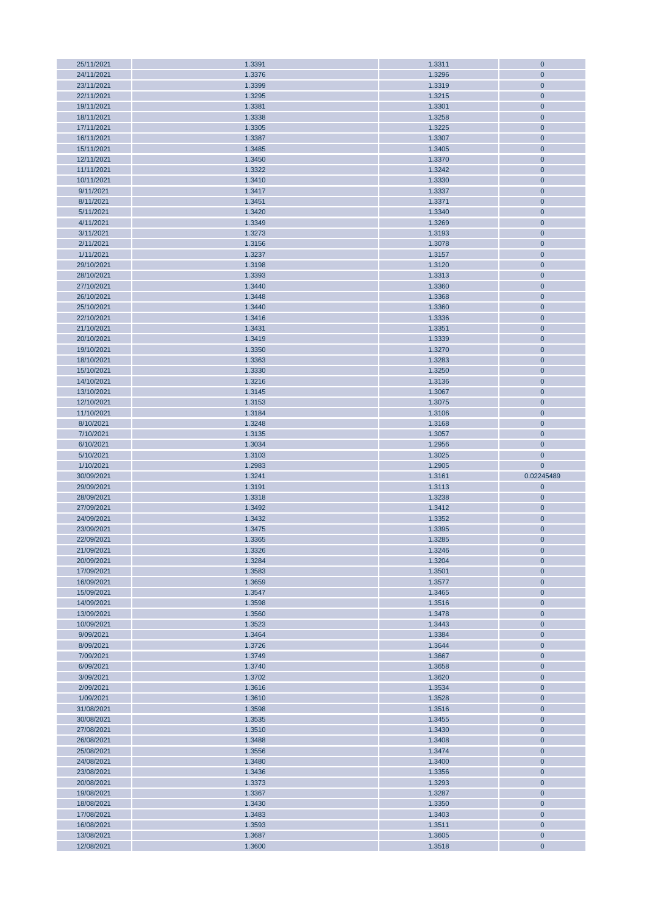| 25/11/2021 | 1.3391 | 1.3311 | 0 |
|---|---|---|---|
| 24/11/2021 | 1.3376 | 1.3296 | 0 |
| 23/11/2021 | 1.3399 | 1.3319 | 0 |
| 22/11/2021 | 1.3295 | 1.3215 | 0 |
| 19/11/2021 | 1.3381 | 1.3301 | 0 |
| 18/11/2021 | 1.3338 | 1.3258 | 0 |
| 17/11/2021 | 1.3305 | 1.3225 | 0 |
| 16/11/2021 | 1.3387 | 1.3307 | 0 |
| 15/11/2021 | 1.3485 | 1.3405 | 0 |
| 12/11/2021 | 1.3450 | 1.3370 | 0 |
| 11/11/2021 | 1.3322 | 1.3242 | 0 |
| 10/11/2021 | 1.3410 | 1.3330 | 0 |
| 9/11/2021 | 1.3417 | 1.3337 | 0 |
| 8/11/2021 | 1.3451 | 1.3371 | 0 |
| 5/11/2021 | 1.3420 | 1.3340 | 0 |
| 4/11/2021 | 1.3349 | 1.3269 | 0 |
| 3/11/2021 | 1.3273 | 1.3193 | 0 |
| 2/11/2021 | 1.3156 | 1.3078 | 0 |
| 1/11/2021 | 1.3237 | 1.3157 | 0 |
| 29/10/2021 | 1.3198 | 1.3120 | 0 |
| 28/10/2021 | 1.3393 | 1.3313 | 0 |
| 27/10/2021 | 1.3440 | 1.3360 | 0 |
| 26/10/2021 | 1.3448 | 1.3368 | 0 |
| 25/10/2021 | 1.3440 | 1.3360 | 0 |
| 22/10/2021 | 1.3416 | 1.3336 | 0 |
| 21/10/2021 | 1.3431 | 1.3351 | 0 |
| 20/10/2021 | 1.3419 | 1.3339 | 0 |
| 19/10/2021 | 1.3350 | 1.3270 | 0 |
| 18/10/2021 | 1.3363 | 1.3283 | 0 |
| 15/10/2021 | 1.3330 | 1.3250 | 0 |
| 14/10/2021 | 1.3216 | 1.3136 | 0 |
| 13/10/2021 | 1.3145 | 1.3067 | 0 |
| 12/10/2021 | 1.3153 | 1.3075 | 0 |
| 11/10/2021 | 1.3184 | 1.3106 | 0 |
| 8/10/2021 | 1.3248 | 1.3168 | 0 |
| 7/10/2021 | 1.3135 | 1.3057 | 0 |
| 6/10/2021 | 1.3034 | 1.2956 | 0 |
| 5/10/2021 | 1.3103 | 1.3025 | 0 |
| 1/10/2021 | 1.2983 | 1.2905 | 0 |
| 30/09/2021 | 1.3241 | 1.3161 | 0.02245489 |
| 29/09/2021 | 1.3191 | 1.3113 | 0 |
| 28/09/2021 | 1.3318 | 1.3238 | 0 |
| 27/09/2021 | 1.3492 | 1.3412 | 0 |
| 24/09/2021 | 1.3432 | 1.3352 | 0 |
| 23/09/2021 | 1.3475 | 1.3395 | 0 |
| 22/09/2021 | 1.3365 | 1.3285 | 0 |
| 21/09/2021 | 1.3326 | 1.3246 | 0 |
| 20/09/2021 | 1.3284 | 1.3204 | 0 |
| 17/09/2021 | 1.3583 | 1.3501 | 0 |
| 16/09/2021 | 1.3659 | 1.3577 | 0 |
| 15/09/2021 | 1.3547 | 1.3465 | 0 |
| 14/09/2021 | 1.3598 | 1.3516 | 0 |
| 13/09/2021 | 1.3560 | 1.3478 | 0 |
| 10/09/2021 | 1.3523 | 1.3443 | 0 |
| 9/09/2021 | 1.3464 | 1.3384 | 0 |
| 8/09/2021 | 1.3726 | 1.3644 | 0 |
| 7/09/2021 | 1.3749 | 1.3667 | 0 |
| 6/09/2021 | 1.3740 | 1.3658 | 0 |
| 3/09/2021 | 1.3702 | 1.3620 | 0 |
| 2/09/2021 | 1.3616 | 1.3534 | 0 |
| 1/09/2021 | 1.3610 | 1.3528 | 0 |
| 31/08/2021 | 1.3598 | 1.3516 | 0 |
| 30/08/2021 | 1.3535 | 1.3455 | 0 |
| 27/08/2021 | 1.3510 | 1.3430 | 0 |
| 26/08/2021 | 1.3488 | 1.3408 | 0 |
| 25/08/2021 | 1.3556 | 1.3474 | 0 |
| 24/08/2021 | 1.3480 | 1.3400 | 0 |
| 23/08/2021 | 1.3436 | 1.3356 | 0 |
| 20/08/2021 | 1.3373 | 1.3293 | 0 |
| 19/08/2021 | 1.3367 | 1.3287 | 0 |
| 18/08/2021 | 1.3430 | 1.3350 | 0 |
| 17/08/2021 | 1.3483 | 1.3403 | 0 |
| 16/08/2021 | 1.3593 | 1.3511 | 0 |
| 13/08/2021 | 1.3687 | 1.3605 | 0 |
| 12/08/2021 | 1.3600 | 1.3518 | 0 |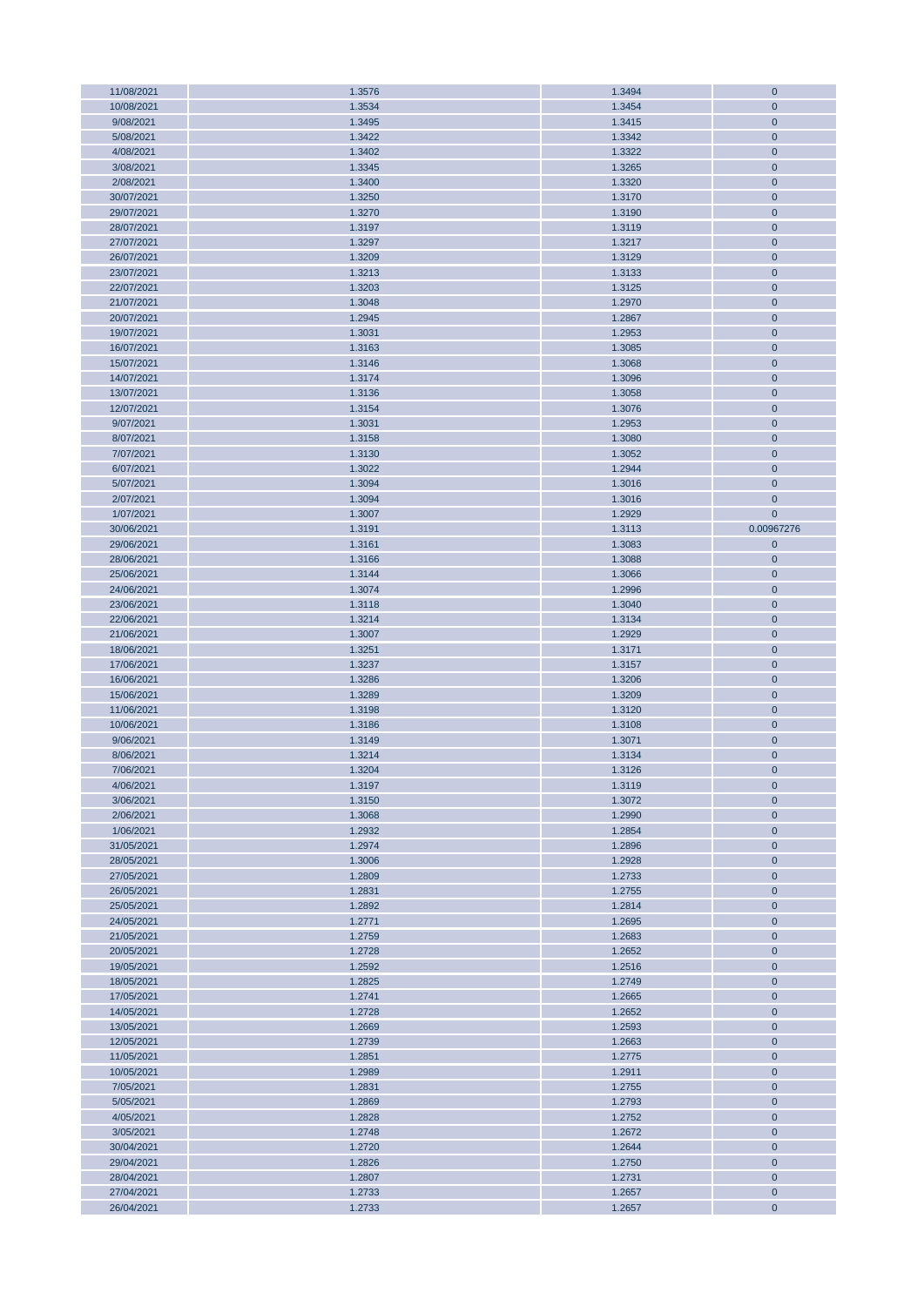| | | | |
|---|---|---|---|
| 11/08/2021 | 1.3576 | 1.3494 | 0 |
| 10/08/2021 | 1.3534 | 1.3454 | 0 |
| 9/08/2021 | 1.3495 | 1.3415 | 0 |
| 5/08/2021 | 1.3422 | 1.3342 | 0 |
| 4/08/2021 | 1.3402 | 1.3322 | 0 |
| 3/08/2021 | 1.3345 | 1.3265 | 0 |
| 2/08/2021 | 1.3400 | 1.3320 | 0 |
| 30/07/2021 | 1.3250 | 1.3170 | 0 |
| 29/07/2021 | 1.3270 | 1.3190 | 0 |
| 28/07/2021 | 1.3197 | 1.3119 | 0 |
| 27/07/2021 | 1.3297 | 1.3217 | 0 |
| 26/07/2021 | 1.3209 | 1.3129 | 0 |
| 23/07/2021 | 1.3213 | 1.3133 | 0 |
| 22/07/2021 | 1.3203 | 1.3125 | 0 |
| 21/07/2021 | 1.3048 | 1.2970 | 0 |
| 20/07/2021 | 1.2945 | 1.2867 | 0 |
| 19/07/2021 | 1.3031 | 1.2953 | 0 |
| 16/07/2021 | 1.3163 | 1.3085 | 0 |
| 15/07/2021 | 1.3146 | 1.3068 | 0 |
| 14/07/2021 | 1.3174 | 1.3096 | 0 |
| 13/07/2021 | 1.3136 | 1.3058 | 0 |
| 12/07/2021 | 1.3154 | 1.3076 | 0 |
| 9/07/2021 | 1.3031 | 1.2953 | 0 |
| 8/07/2021 | 1.3158 | 1.3080 | 0 |
| 7/07/2021 | 1.3130 | 1.3052 | 0 |
| 6/07/2021 | 1.3022 | 1.2944 | 0 |
| 5/07/2021 | 1.3094 | 1.3016 | 0 |
| 2/07/2021 | 1.3094 | 1.3016 | 0 |
| 1/07/2021 | 1.3007 | 1.2929 | 0 |
| 30/06/2021 | 1.3191 | 1.3113 | 0.00967276 |
| 29/06/2021 | 1.3161 | 1.3083 | 0 |
| 28/06/2021 | 1.3166 | 1.3088 | 0 |
| 25/06/2021 | 1.3144 | 1.3066 | 0 |
| 24/06/2021 | 1.3074 | 1.2996 | 0 |
| 23/06/2021 | 1.3118 | 1.3040 | 0 |
| 22/06/2021 | 1.3214 | 1.3134 | 0 |
| 21/06/2021 | 1.3007 | 1.2929 | 0 |
| 18/06/2021 | 1.3251 | 1.3171 | 0 |
| 17/06/2021 | 1.3237 | 1.3157 | 0 |
| 16/06/2021 | 1.3286 | 1.3206 | 0 |
| 15/06/2021 | 1.3289 | 1.3209 | 0 |
| 11/06/2021 | 1.3198 | 1.3120 | 0 |
| 10/06/2021 | 1.3186 | 1.3108 | 0 |
| 9/06/2021 | 1.3149 | 1.3071 | 0 |
| 8/06/2021 | 1.3214 | 1.3134 | 0 |
| 7/06/2021 | 1.3204 | 1.3126 | 0 |
| 4/06/2021 | 1.3197 | 1.3119 | 0 |
| 3/06/2021 | 1.3150 | 1.3072 | 0 |
| 2/06/2021 | 1.3068 | 1.2990 | 0 |
| 1/06/2021 | 1.2932 | 1.2854 | 0 |
| 31/05/2021 | 1.2974 | 1.2896 | 0 |
| 28/05/2021 | 1.3006 | 1.2928 | 0 |
| 27/05/2021 | 1.2809 | 1.2733 | 0 |
| 26/05/2021 | 1.2831 | 1.2755 | 0 |
| 25/05/2021 | 1.2892 | 1.2814 | 0 |
| 24/05/2021 | 1.2771 | 1.2695 | 0 |
| 21/05/2021 | 1.2759 | 1.2683 | 0 |
| 20/05/2021 | 1.2728 | 1.2652 | 0 |
| 19/05/2021 | 1.2592 | 1.2516 | 0 |
| 18/05/2021 | 1.2825 | 1.2749 | 0 |
| 17/05/2021 | 1.2741 | 1.2665 | 0 |
| 14/05/2021 | 1.2728 | 1.2652 | 0 |
| 13/05/2021 | 1.2669 | 1.2593 | 0 |
| 12/05/2021 | 1.2739 | 1.2663 | 0 |
| 11/05/2021 | 1.2851 | 1.2775 | 0 |
| 10/05/2021 | 1.2989 | 1.2911 | 0 |
| 7/05/2021 | 1.2831 | 1.2755 | 0 |
| 5/05/2021 | 1.2869 | 1.2793 | 0 |
| 4/05/2021 | 1.2828 | 1.2752 | 0 |
| 3/05/2021 | 1.2748 | 1.2672 | 0 |
| 30/04/2021 | 1.2720 | 1.2644 | 0 |
| 29/04/2021 | 1.2826 | 1.2750 | 0 |
| 28/04/2021 | 1.2807 | 1.2731 | 0 |
| 27/04/2021 | 1.2733 | 1.2657 | 0 |
| 26/04/2021 | 1.2733 | 1.2657 | 0 |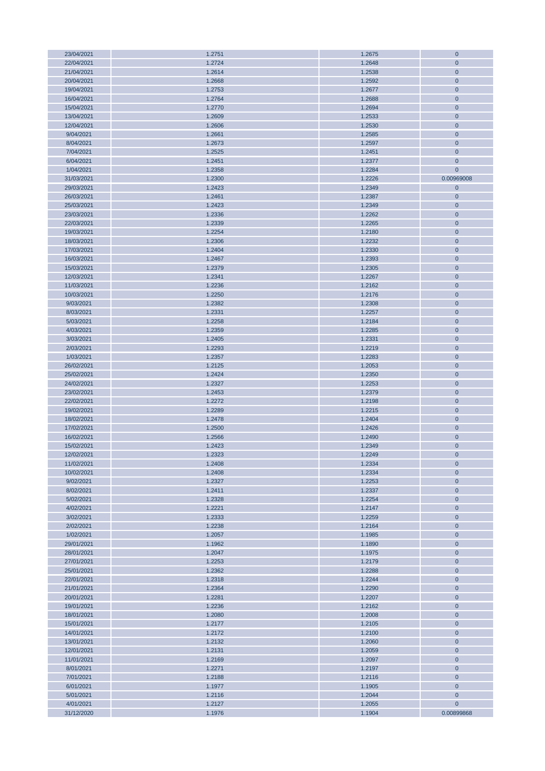| 23/04/2021 | 1.2751 | 1.2675 | 0 |
|---|---|---|---|
| 22/04/2021 | 1.2724 | 1.2648 | 0 |
| 21/04/2021 | 1.2614 | 1.2538 | 0 |
| 20/04/2021 | 1.2668 | 1.2592 | 0 |
| 19/04/2021 | 1.2753 | 1.2677 | 0 |
| 16/04/2021 | 1.2764 | 1.2688 | 0 |
| 15/04/2021 | 1.2770 | 1.2694 | 0 |
| 13/04/2021 | 1.2609 | 1.2533 | 0 |
| 12/04/2021 | 1.2606 | 1.2530 | 0 |
| 9/04/2021 | 1.2661 | 1.2585 | 0 |
| 8/04/2021 | 1.2673 | 1.2597 | 0 |
| 7/04/2021 | 1.2525 | 1.2451 | 0 |
| 6/04/2021 | 1.2451 | 1.2377 | 0 |
| 1/04/2021 | 1.2358 | 1.2284 | 0 |
| 31/03/2021 | 1.2300 | 1.2226 | 0.00969008 |
| 29/03/2021 | 1.2423 | 1.2349 | 0 |
| 26/03/2021 | 1.2461 | 1.2387 | 0 |
| 25/03/2021 | 1.2423 | 1.2349 | 0 |
| 23/03/2021 | 1.2336 | 1.2262 | 0 |
| 22/03/2021 | 1.2339 | 1.2265 | 0 |
| 19/03/2021 | 1.2254 | 1.2180 | 0 |
| 18/03/2021 | 1.2306 | 1.2232 | 0 |
| 17/03/2021 | 1.2404 | 1.2330 | 0 |
| 16/03/2021 | 1.2467 | 1.2393 | 0 |
| 15/03/2021 | 1.2379 | 1.2305 | 0 |
| 12/03/2021 | 1.2341 | 1.2267 | 0 |
| 11/03/2021 | 1.2236 | 1.2162 | 0 |
| 10/03/2021 | 1.2250 | 1.2176 | 0 |
| 9/03/2021 | 1.2382 | 1.2308 | 0 |
| 8/03/2021 | 1.2331 | 1.2257 | 0 |
| 5/03/2021 | 1.2258 | 1.2184 | 0 |
| 4/03/2021 | 1.2359 | 1.2285 | 0 |
| 3/03/2021 | 1.2405 | 1.2331 | 0 |
| 2/03/2021 | 1.2293 | 1.2219 | 0 |
| 1/03/2021 | 1.2357 | 1.2283 | 0 |
| 26/02/2021 | 1.2125 | 1.2053 | 0 |
| 25/02/2021 | 1.2424 | 1.2350 | 0 |
| 24/02/2021 | 1.2327 | 1.2253 | 0 |
| 23/02/2021 | 1.2453 | 1.2379 | 0 |
| 22/02/2021 | 1.2272 | 1.2198 | 0 |
| 19/02/2021 | 1.2289 | 1.2215 | 0 |
| 18/02/2021 | 1.2478 | 1.2404 | 0 |
| 17/02/2021 | 1.2500 | 1.2426 | 0 |
| 16/02/2021 | 1.2566 | 1.2490 | 0 |
| 15/02/2021 | 1.2423 | 1.2349 | 0 |
| 12/02/2021 | 1.2323 | 1.2249 | 0 |
| 11/02/2021 | 1.2408 | 1.2334 | 0 |
| 10/02/2021 | 1.2408 | 1.2334 | 0 |
| 9/02/2021 | 1.2327 | 1.2253 | 0 |
| 8/02/2021 | 1.2411 | 1.2337 | 0 |
| 5/02/2021 | 1.2328 | 1.2254 | 0 |
| 4/02/2021 | 1.2221 | 1.2147 | 0 |
| 3/02/2021 | 1.2333 | 1.2259 | 0 |
| 2/02/2021 | 1.2238 | 1.2164 | 0 |
| 1/02/2021 | 1.2057 | 1.1985 | 0 |
| 29/01/2021 | 1.1962 | 1.1890 | 0 |
| 28/01/2021 | 1.2047 | 1.1975 | 0 |
| 27/01/2021 | 1.2253 | 1.2179 | 0 |
| 25/01/2021 | 1.2362 | 1.2288 | 0 |
| 22/01/2021 | 1.2318 | 1.2244 | 0 |
| 21/01/2021 | 1.2364 | 1.2290 | 0 |
| 20/01/2021 | 1.2281 | 1.2207 | 0 |
| 19/01/2021 | 1.2236 | 1.2162 | 0 |
| 18/01/2021 | 1.2080 | 1.2008 | 0 |
| 15/01/2021 | 1.2177 | 1.2105 | 0 |
| 14/01/2021 | 1.2172 | 1.2100 | 0 |
| 13/01/2021 | 1.2132 | 1.2060 | 0 |
| 12/01/2021 | 1.2131 | 1.2059 | 0 |
| 11/01/2021 | 1.2169 | 1.2097 | 0 |
| 8/01/2021 | 1.2271 | 1.2197 | 0 |
| 7/01/2021 | 1.2188 | 1.2116 | 0 |
| 6/01/2021 | 1.1977 | 1.1905 | 0 |
| 5/01/2021 | 1.2116 | 1.2044 | 0 |
| 4/01/2021 | 1.2127 | 1.2055 | 0 |
| 31/12/2020 | 1.1976 | 1.1904 | 0.00899868 |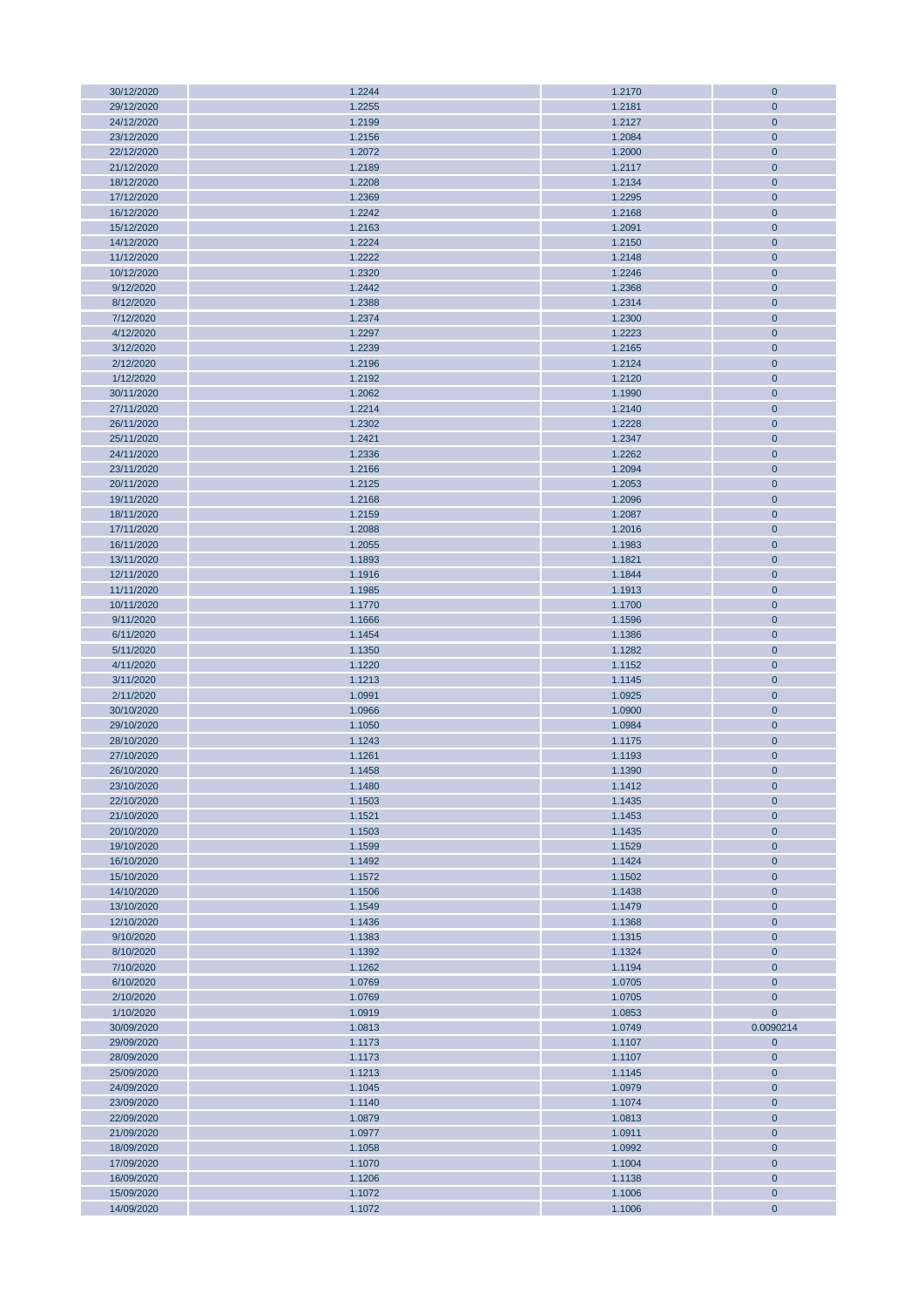| | | | |
|---|---|---|---|
| 30/12/2020 | 1.2244 | 1.2170 | 0 |
| 29/12/2020 | 1.2255 | 1.2181 | 0 |
| 24/12/2020 | 1.2199 | 1.2127 | 0 |
| 23/12/2020 | 1.2156 | 1.2084 | 0 |
| 22/12/2020 | 1.2072 | 1.2000 | 0 |
| 21/12/2020 | 1.2189 | 1.2117 | 0 |
| 18/12/2020 | 1.2208 | 1.2134 | 0 |
| 17/12/2020 | 1.2369 | 1.2295 | 0 |
| 16/12/2020 | 1.2242 | 1.2168 | 0 |
| 15/12/2020 | 1.2163 | 1.2091 | 0 |
| 14/12/2020 | 1.2224 | 1.2150 | 0 |
| 11/12/2020 | 1.2222 | 1.2148 | 0 |
| 10/12/2020 | 1.2320 | 1.2246 | 0 |
| 9/12/2020 | 1.2442 | 1.2368 | 0 |
| 8/12/2020 | 1.2388 | 1.2314 | 0 |
| 7/12/2020 | 1.2374 | 1.2300 | 0 |
| 4/12/2020 | 1.2297 | 1.2223 | 0 |
| 3/12/2020 | 1.2239 | 1.2165 | 0 |
| 2/12/2020 | 1.2196 | 1.2124 | 0 |
| 1/12/2020 | 1.2192 | 1.2120 | 0 |
| 30/11/2020 | 1.2062 | 1.1990 | 0 |
| 27/11/2020 | 1.2214 | 1.2140 | 0 |
| 26/11/2020 | 1.2302 | 1.2228 | 0 |
| 25/11/2020 | 1.2421 | 1.2347 | 0 |
| 24/11/2020 | 1.2336 | 1.2262 | 0 |
| 23/11/2020 | 1.2166 | 1.2094 | 0 |
| 20/11/2020 | 1.2125 | 1.2053 | 0 |
| 19/11/2020 | 1.2168 | 1.2096 | 0 |
| 18/11/2020 | 1.2159 | 1.2087 | 0 |
| 17/11/2020 | 1.2088 | 1.2016 | 0 |
| 16/11/2020 | 1.2055 | 1.1983 | 0 |
| 13/11/2020 | 1.1893 | 1.1821 | 0 |
| 12/11/2020 | 1.1916 | 1.1844 | 0 |
| 11/11/2020 | 1.1985 | 1.1913 | 0 |
| 10/11/2020 | 1.1770 | 1.1700 | 0 |
| 9/11/2020 | 1.1666 | 1.1596 | 0 |
| 6/11/2020 | 1.1454 | 1.1386 | 0 |
| 5/11/2020 | 1.1350 | 1.1282 | 0 |
| 4/11/2020 | 1.1220 | 1.1152 | 0 |
| 3/11/2020 | 1.1213 | 1.1145 | 0 |
| 2/11/2020 | 1.0991 | 1.0925 | 0 |
| 30/10/2020 | 1.0966 | 1.0900 | 0 |
| 29/10/2020 | 1.1050 | 1.0984 | 0 |
| 28/10/2020 | 1.1243 | 1.1175 | 0 |
| 27/10/2020 | 1.1261 | 1.1193 | 0 |
| 26/10/2020 | 1.1458 | 1.1390 | 0 |
| 23/10/2020 | 1.1480 | 1.1412 | 0 |
| 22/10/2020 | 1.1503 | 1.1435 | 0 |
| 21/10/2020 | 1.1521 | 1.1453 | 0 |
| 20/10/2020 | 1.1503 | 1.1435 | 0 |
| 19/10/2020 | 1.1599 | 1.1529 | 0 |
| 16/10/2020 | 1.1492 | 1.1424 | 0 |
| 15/10/2020 | 1.1572 | 1.1502 | 0 |
| 14/10/2020 | 1.1506 | 1.1438 | 0 |
| 13/10/2020 | 1.1549 | 1.1479 | 0 |
| 12/10/2020 | 1.1436 | 1.1368 | 0 |
| 9/10/2020 | 1.1383 | 1.1315 | 0 |
| 8/10/2020 | 1.1392 | 1.1324 | 0 |
| 7/10/2020 | 1.1262 | 1.1194 | 0 |
| 6/10/2020 | 1.0769 | 1.0705 | 0 |
| 2/10/2020 | 1.0769 | 1.0705 | 0 |
| 1/10/2020 | 1.0919 | 1.0853 | 0 |
| 30/09/2020 | 1.0813 | 1.0749 | 0.0090214 |
| 29/09/2020 | 1.1173 | 1.1107 | 0 |
| 28/09/2020 | 1.1173 | 1.1107 | 0 |
| 25/09/2020 | 1.1213 | 1.1145 | 0 |
| 24/09/2020 | 1.1045 | 1.0979 | 0 |
| 23/09/2020 | 1.1140 | 1.1074 | 0 |
| 22/09/2020 | 1.0879 | 1.0813 | 0 |
| 21/09/2020 | 1.0977 | 1.0911 | 0 |
| 18/09/2020 | 1.1058 | 1.0992 | 0 |
| 17/09/2020 | 1.1070 | 1.1004 | 0 |
| 16/09/2020 | 1.1206 | 1.1138 | 0 |
| 15/09/2020 | 1.1072 | 1.1006 | 0 |
| 14/09/2020 | 1.1072 | 1.1006 | 0 |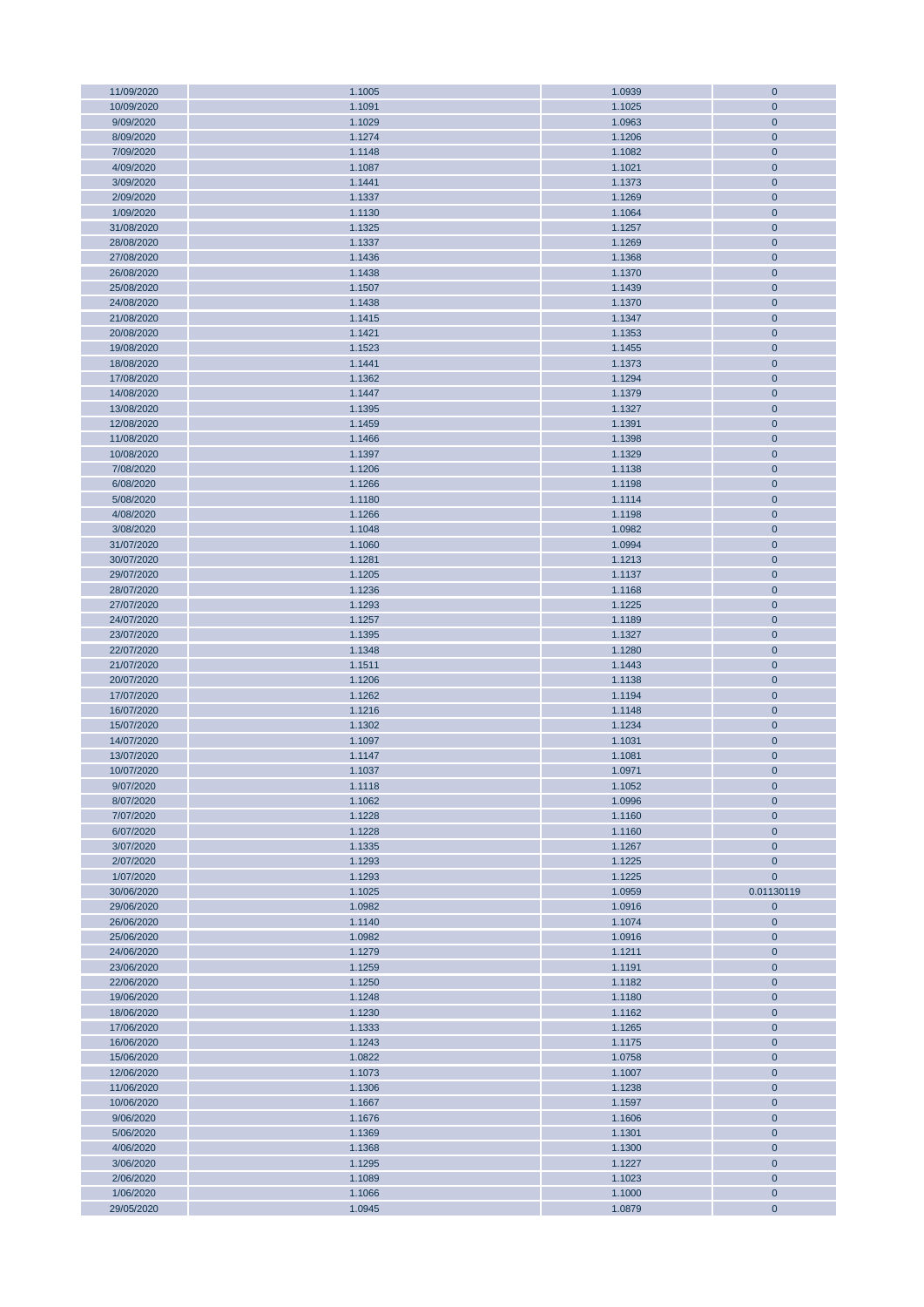| | | | |
|---|---|---|---|
| 11/09/2020 | 1.1005 | 1.0939 | 0 |
| 10/09/2020 | 1.1091 | 1.1025 | 0 |
| 9/09/2020 | 1.1029 | 1.0963 | 0 |
| 8/09/2020 | 1.1274 | 1.1206 | 0 |
| 7/09/2020 | 1.1148 | 1.1082 | 0 |
| 4/09/2020 | 1.1087 | 1.1021 | 0 |
| 3/09/2020 | 1.1441 | 1.1373 | 0 |
| 2/09/2020 | 1.1337 | 1.1269 | 0 |
| 1/09/2020 | 1.1130 | 1.1064 | 0 |
| 31/08/2020 | 1.1325 | 1.1257 | 0 |
| 28/08/2020 | 1.1337 | 1.1269 | 0 |
| 27/08/2020 | 1.1436 | 1.1368 | 0 |
| 26/08/2020 | 1.1438 | 1.1370 | 0 |
| 25/08/2020 | 1.1507 | 1.1439 | 0 |
| 24/08/2020 | 1.1438 | 1.1370 | 0 |
| 21/08/2020 | 1.1415 | 1.1347 | 0 |
| 20/08/2020 | 1.1421 | 1.1353 | 0 |
| 19/08/2020 | 1.1523 | 1.1455 | 0 |
| 18/08/2020 | 1.1441 | 1.1373 | 0 |
| 17/08/2020 | 1.1362 | 1.1294 | 0 |
| 14/08/2020 | 1.1447 | 1.1379 | 0 |
| 13/08/2020 | 1.1395 | 1.1327 | 0 |
| 12/08/2020 | 1.1459 | 1.1391 | 0 |
| 11/08/2020 | 1.1466 | 1.1398 | 0 |
| 10/08/2020 | 1.1397 | 1.1329 | 0 |
| 7/08/2020 | 1.1206 | 1.1138 | 0 |
| 6/08/2020 | 1.1266 | 1.1198 | 0 |
| 5/08/2020 | 1.1180 | 1.1114 | 0 |
| 4/08/2020 | 1.1266 | 1.1198 | 0 |
| 3/08/2020 | 1.1048 | 1.0982 | 0 |
| 31/07/2020 | 1.1060 | 1.0994 | 0 |
| 30/07/2020 | 1.1281 | 1.1213 | 0 |
| 29/07/2020 | 1.1205 | 1.1137 | 0 |
| 28/07/2020 | 1.1236 | 1.1168 | 0 |
| 27/07/2020 | 1.1293 | 1.1225 | 0 |
| 24/07/2020 | 1.1257 | 1.1189 | 0 |
| 23/07/2020 | 1.1395 | 1.1327 | 0 |
| 22/07/2020 | 1.1348 | 1.1280 | 0 |
| 21/07/2020 | 1.1511 | 1.1443 | 0 |
| 20/07/2020 | 1.1206 | 1.1138 | 0 |
| 17/07/2020 | 1.1262 | 1.1194 | 0 |
| 16/07/2020 | 1.1216 | 1.1148 | 0 |
| 15/07/2020 | 1.1302 | 1.1234 | 0 |
| 14/07/2020 | 1.1097 | 1.1031 | 0 |
| 13/07/2020 | 1.1147 | 1.1081 | 0 |
| 10/07/2020 | 1.1037 | 1.0971 | 0 |
| 9/07/2020 | 1.1118 | 1.1052 | 0 |
| 8/07/2020 | 1.1062 | 1.0996 | 0 |
| 7/07/2020 | 1.1228 | 1.1160 | 0 |
| 6/07/2020 | 1.1228 | 1.1160 | 0 |
| 3/07/2020 | 1.1335 | 1.1267 | 0 |
| 2/07/2020 | 1.1293 | 1.1225 | 0 |
| 1/07/2020 | 1.1293 | 1.1225 | 0 |
| 30/06/2020 | 1.1025 | 1.0959 | 0.01130119 |
| 29/06/2020 | 1.0982 | 1.0916 | 0 |
| 26/06/2020 | 1.1140 | 1.1074 | 0 |
| 25/06/2020 | 1.0982 | 1.0916 | 0 |
| 24/06/2020 | 1.1279 | 1.1211 | 0 |
| 23/06/2020 | 1.1259 | 1.1191 | 0 |
| 22/06/2020 | 1.1250 | 1.1182 | 0 |
| 19/06/2020 | 1.1248 | 1.1180 | 0 |
| 18/06/2020 | 1.1230 | 1.1162 | 0 |
| 17/06/2020 | 1.1333 | 1.1265 | 0 |
| 16/06/2020 | 1.1243 | 1.1175 | 0 |
| 15/06/2020 | 1.0822 | 1.0758 | 0 |
| 12/06/2020 | 1.1073 | 1.1007 | 0 |
| 11/06/2020 | 1.1306 | 1.1238 | 0 |
| 10/06/2020 | 1.1667 | 1.1597 | 0 |
| 9/06/2020 | 1.1676 | 1.1606 | 0 |
| 5/06/2020 | 1.1369 | 1.1301 | 0 |
| 4/06/2020 | 1.1368 | 1.1300 | 0 |
| 3/06/2020 | 1.1295 | 1.1227 | 0 |
| 2/06/2020 | 1.1089 | 1.1023 | 0 |
| 1/06/2020 | 1.1066 | 1.1000 | 0 |
| 29/05/2020 | 1.0945 | 1.0879 | 0 |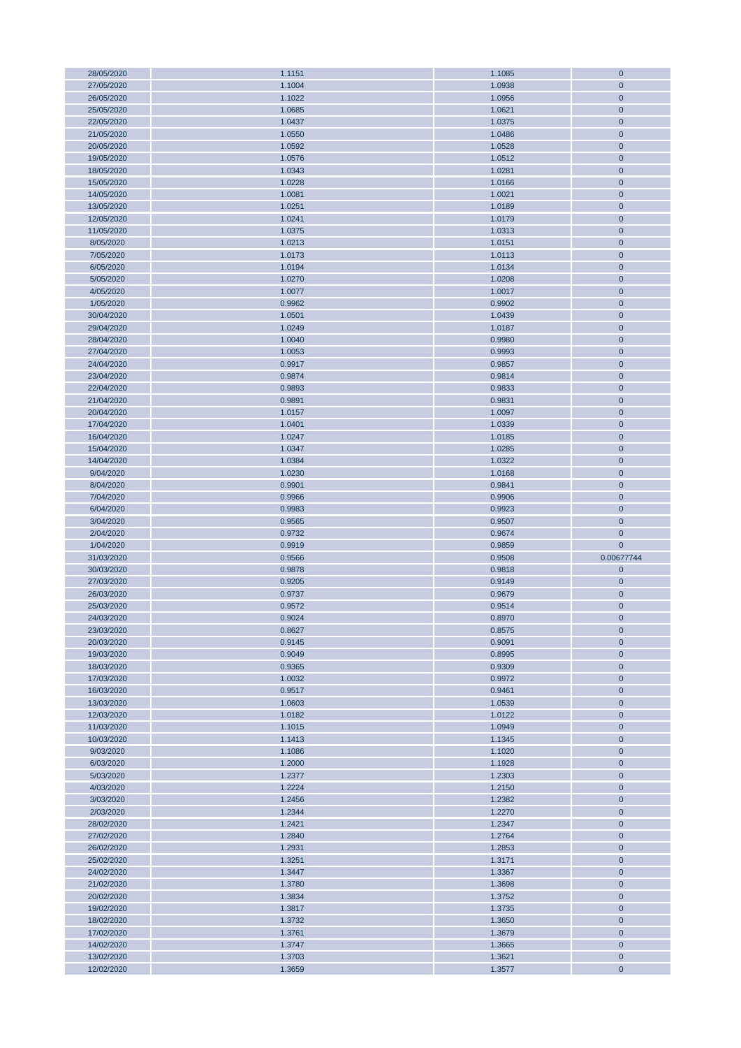| | | | |
|---|---|---|---|
| 28/05/2020 | 1.1151 | 1.1085 | 0 |
| 27/05/2020 | 1.1004 | 1.0938 | 0 |
| 26/05/2020 | 1.1022 | 1.0956 | 0 |
| 25/05/2020 | 1.0685 | 1.0621 | 0 |
| 22/05/2020 | 1.0437 | 1.0375 | 0 |
| 21/05/2020 | 1.0550 | 1.0486 | 0 |
| 20/05/2020 | 1.0592 | 1.0528 | 0 |
| 19/05/2020 | 1.0576 | 1.0512 | 0 |
| 18/05/2020 | 1.0343 | 1.0281 | 0 |
| 15/05/2020 | 1.0228 | 1.0166 | 0 |
| 14/05/2020 | 1.0081 | 1.0021 | 0 |
| 13/05/2020 | 1.0251 | 1.0189 | 0 |
| 12/05/2020 | 1.0241 | 1.0179 | 0 |
| 11/05/2020 | 1.0375 | 1.0313 | 0 |
| 8/05/2020 | 1.0213 | 1.0151 | 0 |
| 7/05/2020 | 1.0173 | 1.0113 | 0 |
| 6/05/2020 | 1.0194 | 1.0134 | 0 |
| 5/05/2020 | 1.0270 | 1.0208 | 0 |
| 4/05/2020 | 1.0077 | 1.0017 | 0 |
| 1/05/2020 | 0.9962 | 0.9902 | 0 |
| 30/04/2020 | 1.0501 | 1.0439 | 0 |
| 29/04/2020 | 1.0249 | 1.0187 | 0 |
| 28/04/2020 | 1.0040 | 0.9980 | 0 |
| 27/04/2020 | 1.0053 | 0.9993 | 0 |
| 24/04/2020 | 0.9917 | 0.9857 | 0 |
| 23/04/2020 | 0.9874 | 0.9814 | 0 |
| 22/04/2020 | 0.9893 | 0.9833 | 0 |
| 21/04/2020 | 0.9891 | 0.9831 | 0 |
| 20/04/2020 | 1.0157 | 1.0097 | 0 |
| 17/04/2020 | 1.0401 | 1.0339 | 0 |
| 16/04/2020 | 1.0247 | 1.0185 | 0 |
| 15/04/2020 | 1.0347 | 1.0285 | 0 |
| 14/04/2020 | 1.0384 | 1.0322 | 0 |
| 9/04/2020 | 1.0230 | 1.0168 | 0 |
| 8/04/2020 | 0.9901 | 0.9841 | 0 |
| 7/04/2020 | 0.9966 | 0.9906 | 0 |
| 6/04/2020 | 0.9983 | 0.9923 | 0 |
| 3/04/2020 | 0.9565 | 0.9507 | 0 |
| 2/04/2020 | 0.9732 | 0.9674 | 0 |
| 1/04/2020 | 0.9919 | 0.9859 | 0 |
| 31/03/2020 | 0.9566 | 0.9508 | 0.00677744 |
| 30/03/2020 | 0.9878 | 0.9818 | 0 |
| 27/03/2020 | 0.9205 | 0.9149 | 0 |
| 26/03/2020 | 0.9737 | 0.9679 | 0 |
| 25/03/2020 | 0.9572 | 0.9514 | 0 |
| 24/03/2020 | 0.9024 | 0.8970 | 0 |
| 23/03/2020 | 0.8627 | 0.8575 | 0 |
| 20/03/2020 | 0.9145 | 0.9091 | 0 |
| 19/03/2020 | 0.9049 | 0.8995 | 0 |
| 18/03/2020 | 0.9365 | 0.9309 | 0 |
| 17/03/2020 | 1.0032 | 0.9972 | 0 |
| 16/03/2020 | 0.9517 | 0.9461 | 0 |
| 13/03/2020 | 1.0603 | 1.0539 | 0 |
| 12/03/2020 | 1.0182 | 1.0122 | 0 |
| 11/03/2020 | 1.1015 | 1.0949 | 0 |
| 10/03/2020 | 1.1413 | 1.1345 | 0 |
| 9/03/2020 | 1.1086 | 1.1020 | 0 |
| 6/03/2020 | 1.2000 | 1.1928 | 0 |
| 5/03/2020 | 1.2377 | 1.2303 | 0 |
| 4/03/2020 | 1.2224 | 1.2150 | 0 |
| 3/03/2020 | 1.2456 | 1.2382 | 0 |
| 2/03/2020 | 1.2344 | 1.2270 | 0 |
| 28/02/2020 | 1.2421 | 1.2347 | 0 |
| 27/02/2020 | 1.2840 | 1.2764 | 0 |
| 26/02/2020 | 1.2931 | 1.2853 | 0 |
| 25/02/2020 | 1.3251 | 1.3171 | 0 |
| 24/02/2020 | 1.3447 | 1.3367 | 0 |
| 21/02/2020 | 1.3780 | 1.3698 | 0 |
| 20/02/2020 | 1.3834 | 1.3752 | 0 |
| 19/02/2020 | 1.3817 | 1.3735 | 0 |
| 18/02/2020 | 1.3732 | 1.3650 | 0 |
| 17/02/2020 | 1.3761 | 1.3679 | 0 |
| 14/02/2020 | 1.3747 | 1.3665 | 0 |
| 13/02/2020 | 1.3703 | 1.3621 | 0 |
| 12/02/2020 | 1.3659 | 1.3577 | 0 |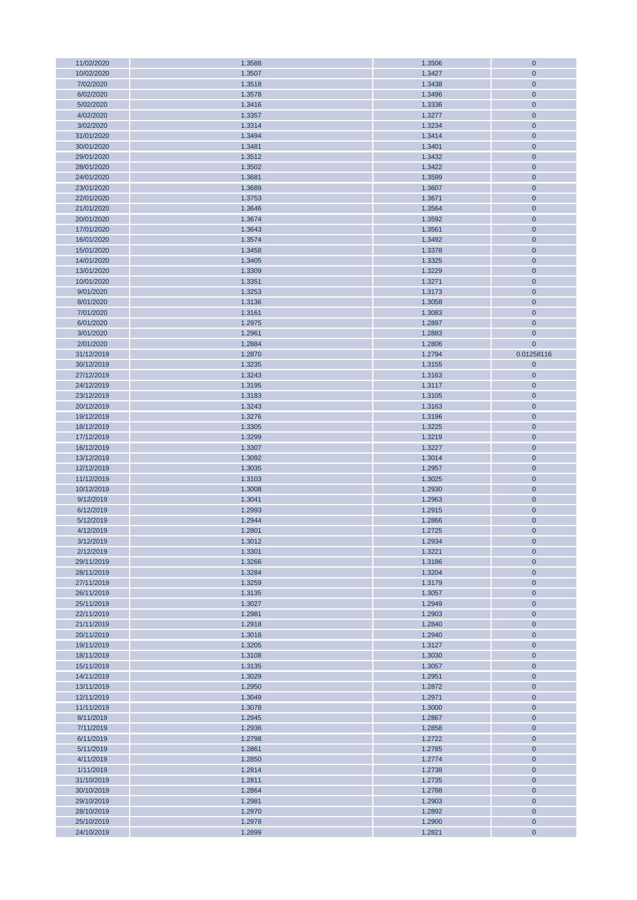| | | | |
|---|---|---|---|
| 11/02/2020 | 1.3588 | 1.3506 | 0 |
| 10/02/2020 | 1.3507 | 1.3427 | 0 |
| 7/02/2020 | 1.3518 | 1.3438 | 0 |
| 6/02/2020 | 1.3578 | 1.3496 | 0 |
| 5/02/2020 | 1.3416 | 1.3336 | 0 |
| 4/02/2020 | 1.3357 | 1.3277 | 0 |
| 3/02/2020 | 1.3314 | 1.3234 | 0 |
| 31/01/2020 | 1.3494 | 1.3414 | 0 |
| 30/01/2020 | 1.3481 | 1.3401 | 0 |
| 29/01/2020 | 1.3512 | 1.3432 | 0 |
| 28/01/2020 | 1.3502 | 1.3422 | 0 |
| 24/01/2020 | 1.3681 | 1.3599 | 0 |
| 23/01/2020 | 1.3689 | 1.3607 | 0 |
| 22/01/2020 | 1.3753 | 1.3671 | 0 |
| 21/01/2020 | 1.3646 | 1.3564 | 0 |
| 20/01/2020 | 1.3674 | 1.3592 | 0 |
| 17/01/2020 | 1.3643 | 1.3561 | 0 |
| 16/01/2020 | 1.3574 | 1.3492 | 0 |
| 15/01/2020 | 1.3458 | 1.3378 | 0 |
| 14/01/2020 | 1.3405 | 1.3325 | 0 |
| 13/01/2020 | 1.3309 | 1.3229 | 0 |
| 10/01/2020 | 1.3351 | 1.3271 | 0 |
| 9/01/2020 | 1.3253 | 1.3173 | 0 |
| 8/01/2020 | 1.3136 | 1.3058 | 0 |
| 7/01/2020 | 1.3161 | 1.3083 | 0 |
| 6/01/2020 | 1.2975 | 1.2897 | 0 |
| 3/01/2020 | 1.2961 | 1.2883 | 0 |
| 2/01/2020 | 1.2884 | 1.2806 | 0 |
| 31/12/2019 | 1.2870 | 1.2794 | 0.01258116 |
| 30/12/2019 | 1.3235 | 1.3155 | 0 |
| 27/12/2019 | 1.3243 | 1.3163 | 0 |
| 24/12/2019 | 1.3195 | 1.3117 | 0 |
| 23/12/2019 | 1.3183 | 1.3105 | 0 |
| 20/12/2019 | 1.3243 | 1.3163 | 0 |
| 19/12/2019 | 1.3276 | 1.3196 | 0 |
| 18/12/2019 | 1.3305 | 1.3225 | 0 |
| 17/12/2019 | 1.3299 | 1.3219 | 0 |
| 16/12/2019 | 1.3307 | 1.3227 | 0 |
| 13/12/2019 | 1.3092 | 1.3014 | 0 |
| 12/12/2019 | 1.3035 | 1.2957 | 0 |
| 11/12/2019 | 1.3103 | 1.3025 | 0 |
| 10/12/2019 | 1.3008 | 1.2930 | 0 |
| 9/12/2019 | 1.3041 | 1.2963 | 0 |
| 6/12/2019 | 1.2993 | 1.2915 | 0 |
| 5/12/2019 | 1.2944 | 1.2866 | 0 |
| 4/12/2019 | 1.2801 | 1.2725 | 0 |
| 3/12/2019 | 1.3012 | 1.2934 | 0 |
| 2/12/2019 | 1.3301 | 1.3221 | 0 |
| 29/11/2019 | 1.3266 | 1.3186 | 0 |
| 28/11/2019 | 1.3284 | 1.3204 | 0 |
| 27/11/2019 | 1.3259 | 1.3179 | 0 |
| 26/11/2019 | 1.3135 | 1.3057 | 0 |
| 25/11/2019 | 1.3027 | 1.2949 | 0 |
| 22/11/2019 | 1.2981 | 1.2903 | 0 |
| 21/11/2019 | 1.2918 | 1.2840 | 0 |
| 20/11/2019 | 1.3018 | 1.2940 | 0 |
| 19/11/2019 | 1.3205 | 1.3127 | 0 |
| 18/11/2019 | 1.3108 | 1.3030 | 0 |
| 15/11/2019 | 1.3135 | 1.3057 | 0 |
| 14/11/2019 | 1.3029 | 1.2951 | 0 |
| 13/11/2019 | 1.2950 | 1.2872 | 0 |
| 12/11/2019 | 1.3049 | 1.2971 | 0 |
| 11/11/2019 | 1.3078 | 1.3000 | 0 |
| 8/11/2019 | 1.2945 | 1.2867 | 0 |
| 7/11/2019 | 1.2936 | 1.2858 | 0 |
| 6/11/2019 | 1.2798 | 1.2722 | 0 |
| 5/11/2019 | 1.2861 | 1.2785 | 0 |
| 4/11/2019 | 1.2850 | 1.2774 | 0 |
| 1/11/2019 | 1.2814 | 1.2738 | 0 |
| 31/10/2019 | 1.2811 | 1.2735 | 0 |
| 30/10/2019 | 1.2864 | 1.2788 | 0 |
| 29/10/2019 | 1.2981 | 1.2903 | 0 |
| 28/10/2019 | 1.2970 | 1.2892 | 0 |
| 25/10/2019 | 1.2978 | 1.2900 | 0 |
| 24/10/2019 | 1.2899 | 1.2821 | 0 |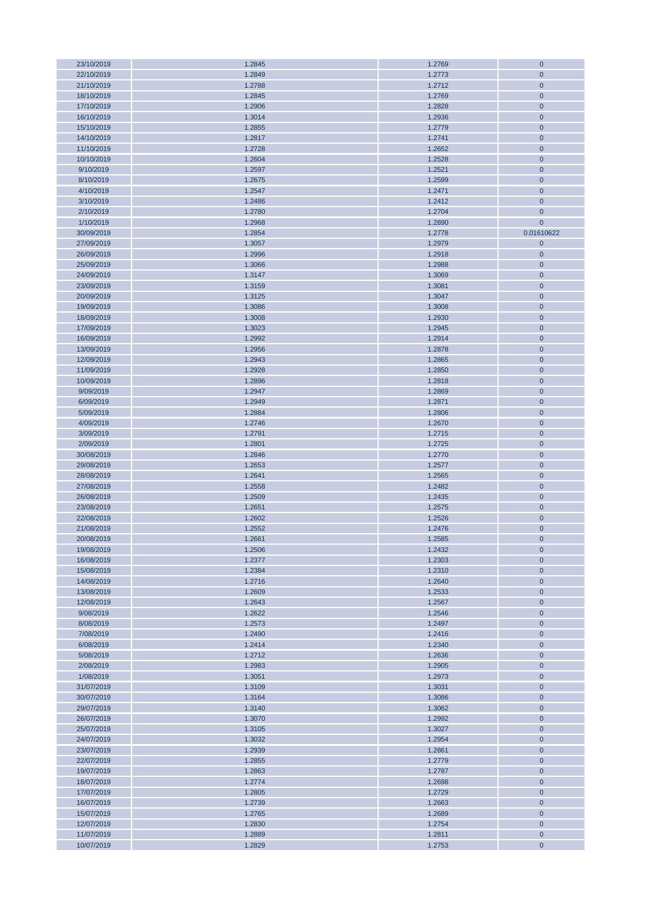| | | | |
|---|---|---|---|
| 23/10/2019 | 1.2845 | 1.2769 | 0 |
| 22/10/2019 | 1.2849 | 1.2773 | 0 |
| 21/10/2019 | 1.2788 | 1.2712 | 0 |
| 18/10/2019 | 1.2845 | 1.2769 | 0 |
| 17/10/2019 | 1.2906 | 1.2828 | 0 |
| 16/10/2019 | 1.3014 | 1.2936 | 0 |
| 15/10/2019 | 1.2855 | 1.2779 | 0 |
| 14/10/2019 | 1.2817 | 1.2741 | 0 |
| 11/10/2019 | 1.2728 | 1.2652 | 0 |
| 10/10/2019 | 1.2604 | 1.2528 | 0 |
| 9/10/2019 | 1.2597 | 1.2521 | 0 |
| 8/10/2019 | 1.2675 | 1.2599 | 0 |
| 4/10/2019 | 1.2547 | 1.2471 | 0 |
| 3/10/2019 | 1.2486 | 1.2412 | 0 |
| 2/10/2019 | 1.2780 | 1.2704 | 0 |
| 1/10/2019 | 1.2968 | 1.2890 | 0 |
| 30/09/2019 | 1.2854 | 1.2778 | 0.01610622 |
| 27/09/2019 | 1.3057 | 1.2979 | 0 |
| 26/09/2019 | 1.2996 | 1.2918 | 0 |
| 25/09/2019 | 1.3066 | 1.2988 | 0 |
| 24/09/2019 | 1.3147 | 1.3069 | 0 |
| 23/09/2019 | 1.3159 | 1.3081 | 0 |
| 20/09/2019 | 1.3125 | 1.3047 | 0 |
| 19/09/2019 | 1.3086 | 1.3008 | 0 |
| 18/09/2019 | 1.3008 | 1.2930 | 0 |
| 17/09/2019 | 1.3023 | 1.2945 | 0 |
| 16/09/2019 | 1.2992 | 1.2914 | 0 |
| 13/09/2019 | 1.2956 | 1.2878 | 0 |
| 12/09/2019 | 1.2943 | 1.2865 | 0 |
| 11/09/2019 | 1.2928 | 1.2850 | 0 |
| 10/09/2019 | 1.2896 | 1.2818 | 0 |
| 9/09/2019 | 1.2947 | 1.2869 | 0 |
| 6/09/2019 | 1.2949 | 1.2871 | 0 |
| 5/09/2019 | 1.2884 | 1.2806 | 0 |
| 4/09/2019 | 1.2746 | 1.2670 | 0 |
| 3/09/2019 | 1.2791 | 1.2715 | 0 |
| 2/09/2019 | 1.2801 | 1.2725 | 0 |
| 30/08/2019 | 1.2846 | 1.2770 | 0 |
| 29/08/2019 | 1.2653 | 1.2577 | 0 |
| 28/08/2019 | 1.2641 | 1.2565 | 0 |
| 27/08/2019 | 1.2558 | 1.2482 | 0 |
| 26/08/2019 | 1.2509 | 1.2435 | 0 |
| 23/08/2019 | 1.2651 | 1.2575 | 0 |
| 22/08/2019 | 1.2602 | 1.2526 | 0 |
| 21/08/2019 | 1.2552 | 1.2476 | 0 |
| 20/08/2019 | 1.2661 | 1.2585 | 0 |
| 19/08/2019 | 1.2506 | 1.2432 | 0 |
| 16/08/2019 | 1.2377 | 1.2303 | 0 |
| 15/08/2019 | 1.2384 | 1.2310 | 0 |
| 14/08/2019 | 1.2716 | 1.2640 | 0 |
| 13/08/2019 | 1.2609 | 1.2533 | 0 |
| 12/08/2019 | 1.2643 | 1.2567 | 0 |
| 9/08/2019 | 1.2622 | 1.2546 | 0 |
| 8/08/2019 | 1.2573 | 1.2497 | 0 |
| 7/08/2019 | 1.2490 | 1.2416 | 0 |
| 6/08/2019 | 1.2414 | 1.2340 | 0 |
| 5/08/2019 | 1.2712 | 1.2636 | 0 |
| 2/08/2019 | 1.2983 | 1.2905 | 0 |
| 1/08/2019 | 1.3051 | 1.2973 | 0 |
| 31/07/2019 | 1.3109 | 1.3031 | 0 |
| 30/07/2019 | 1.3164 | 1.3086 | 0 |
| 29/07/2019 | 1.3140 | 1.3062 | 0 |
| 26/07/2019 | 1.3070 | 1.2992 | 0 |
| 25/07/2019 | 1.3105 | 1.3027 | 0 |
| 24/07/2019 | 1.3032 | 1.2954 | 0 |
| 23/07/2019 | 1.2939 | 1.2861 | 0 |
| 22/07/2019 | 1.2855 | 1.2779 | 0 |
| 19/07/2019 | 1.2863 | 1.2787 | 0 |
| 18/07/2019 | 1.2774 | 1.2698 | 0 |
| 17/07/2019 | 1.2805 | 1.2729 | 0 |
| 16/07/2019 | 1.2739 | 1.2663 | 0 |
| 15/07/2019 | 1.2765 | 1.2689 | 0 |
| 12/07/2019 | 1.2830 | 1.2754 | 0 |
| 11/07/2019 | 1.2889 | 1.2811 | 0 |
| 10/07/2019 | 1.2829 | 1.2753 | 0 |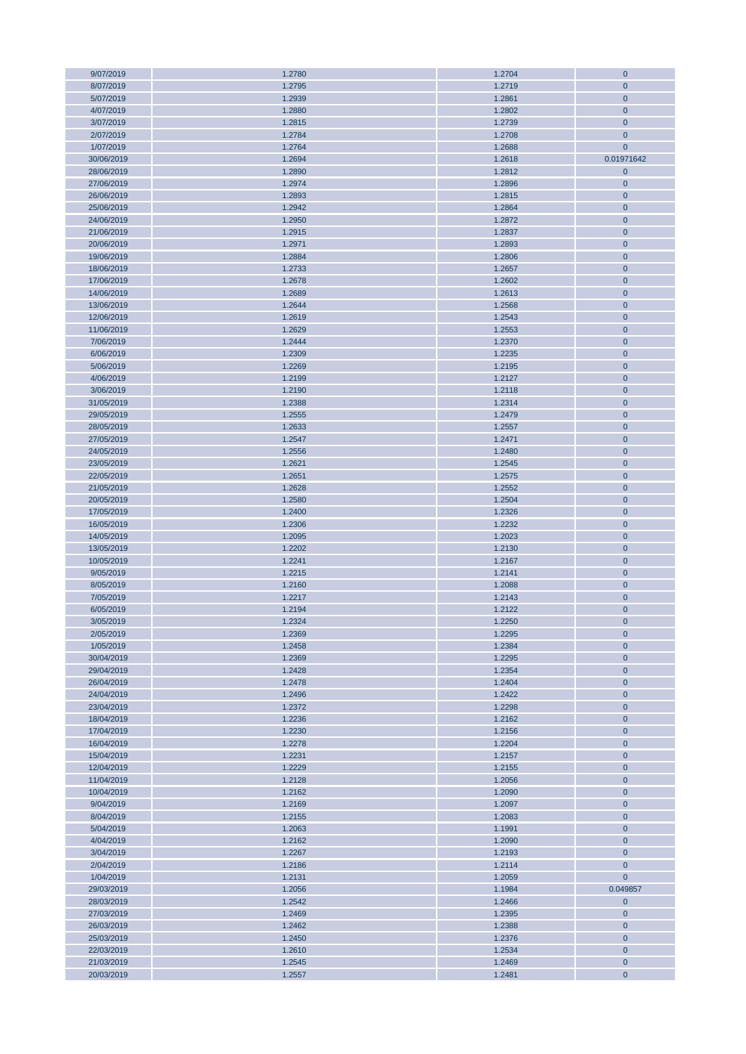| | | | |
|---|---|---|---|
| 9/07/2019 | 1.2780 | 1.2704 | 0 |
| 8/07/2019 | 1.2795 | 1.2719 | 0 |
| 5/07/2019 | 1.2939 | 1.2861 | 0 |
| 4/07/2019 | 1.2880 | 1.2802 | 0 |
| 3/07/2019 | 1.2815 | 1.2739 | 0 |
| 2/07/2019 | 1.2784 | 1.2708 | 0 |
| 1/07/2019 | 1.2764 | 1.2688 | 0 |
| 30/06/2019 | 1.2694 | 1.2618 | 0.01971642 |
| 28/06/2019 | 1.2890 | 1.2812 | 0 |
| 27/06/2019 | 1.2974 | 1.2896 | 0 |
| 26/06/2019 | 1.2893 | 1.2815 | 0 |
| 25/06/2019 | 1.2942 | 1.2864 | 0 |
| 24/06/2019 | 1.2950 | 1.2872 | 0 |
| 21/06/2019 | 1.2915 | 1.2837 | 0 |
| 20/06/2019 | 1.2971 | 1.2893 | 0 |
| 19/06/2019 | 1.2884 | 1.2806 | 0 |
| 18/06/2019 | 1.2733 | 1.2657 | 0 |
| 17/06/2019 | 1.2678 | 1.2602 | 0 |
| 14/06/2019 | 1.2689 | 1.2613 | 0 |
| 13/06/2019 | 1.2644 | 1.2568 | 0 |
| 12/06/2019 | 1.2619 | 1.2543 | 0 |
| 11/06/2019 | 1.2629 | 1.2553 | 0 |
| 7/06/2019 | 1.2444 | 1.2370 | 0 |
| 6/06/2019 | 1.2309 | 1.2235 | 0 |
| 5/06/2019 | 1.2269 | 1.2195 | 0 |
| 4/06/2019 | 1.2199 | 1.2127 | 0 |
| 3/06/2019 | 1.2190 | 1.2118 | 0 |
| 31/05/2019 | 1.2388 | 1.2314 | 0 |
| 29/05/2019 | 1.2555 | 1.2479 | 0 |
| 28/05/2019 | 1.2633 | 1.2557 | 0 |
| 27/05/2019 | 1.2547 | 1.2471 | 0 |
| 24/05/2019 | 1.2556 | 1.2480 | 0 |
| 23/05/2019 | 1.2621 | 1.2545 | 0 |
| 22/05/2019 | 1.2651 | 1.2575 | 0 |
| 21/05/2019 | 1.2628 | 1.2552 | 0 |
| 20/05/2019 | 1.2580 | 1.2504 | 0 |
| 17/05/2019 | 1.2400 | 1.2326 | 0 |
| 16/05/2019 | 1.2306 | 1.2232 | 0 |
| 14/05/2019 | 1.2095 | 1.2023 | 0 |
| 13/05/2019 | 1.2202 | 1.2130 | 0 |
| 10/05/2019 | 1.2241 | 1.2167 | 0 |
| 9/05/2019 | 1.2215 | 1.2141 | 0 |
| 8/05/2019 | 1.2160 | 1.2088 | 0 |
| 7/05/2019 | 1.2217 | 1.2143 | 0 |
| 6/05/2019 | 1.2194 | 1.2122 | 0 |
| 3/05/2019 | 1.2324 | 1.2250 | 0 |
| 2/05/2019 | 1.2369 | 1.2295 | 0 |
| 1/05/2019 | 1.2458 | 1.2384 | 0 |
| 30/04/2019 | 1.2369 | 1.2295 | 0 |
| 29/04/2019 | 1.2428 | 1.2354 | 0 |
| 26/04/2019 | 1.2478 | 1.2404 | 0 |
| 24/04/2019 | 1.2496 | 1.2422 | 0 |
| 23/04/2019 | 1.2372 | 1.2298 | 0 |
| 18/04/2019 | 1.2236 | 1.2162 | 0 |
| 17/04/2019 | 1.2230 | 1.2156 | 0 |
| 16/04/2019 | 1.2278 | 1.2204 | 0 |
| 15/04/2019 | 1.2231 | 1.2157 | 0 |
| 12/04/2019 | 1.2229 | 1.2155 | 0 |
| 11/04/2019 | 1.2128 | 1.2056 | 0 |
| 10/04/2019 | 1.2162 | 1.2090 | 0 |
| 9/04/2019 | 1.2169 | 1.2097 | 0 |
| 8/04/2019 | 1.2155 | 1.2083 | 0 |
| 5/04/2019 | 1.2063 | 1.1991 | 0 |
| 4/04/2019 | 1.2162 | 1.2090 | 0 |
| 3/04/2019 | 1.2267 | 1.2193 | 0 |
| 2/04/2019 | 1.2186 | 1.2114 | 0 |
| 1/04/2019 | 1.2131 | 1.2059 | 0 |
| 29/03/2019 | 1.2056 | 1.1984 | 0.049857 |
| 28/03/2019 | 1.2542 | 1.2466 | 0 |
| 27/03/2019 | 1.2469 | 1.2395 | 0 |
| 26/03/2019 | 1.2462 | 1.2388 | 0 |
| 25/03/2019 | 1.2450 | 1.2376 | 0 |
| 22/03/2019 | 1.2610 | 1.2534 | 0 |
| 21/03/2019 | 1.2545 | 1.2469 | 0 |
| 20/03/2019 | 1.2557 | 1.2481 | 0 |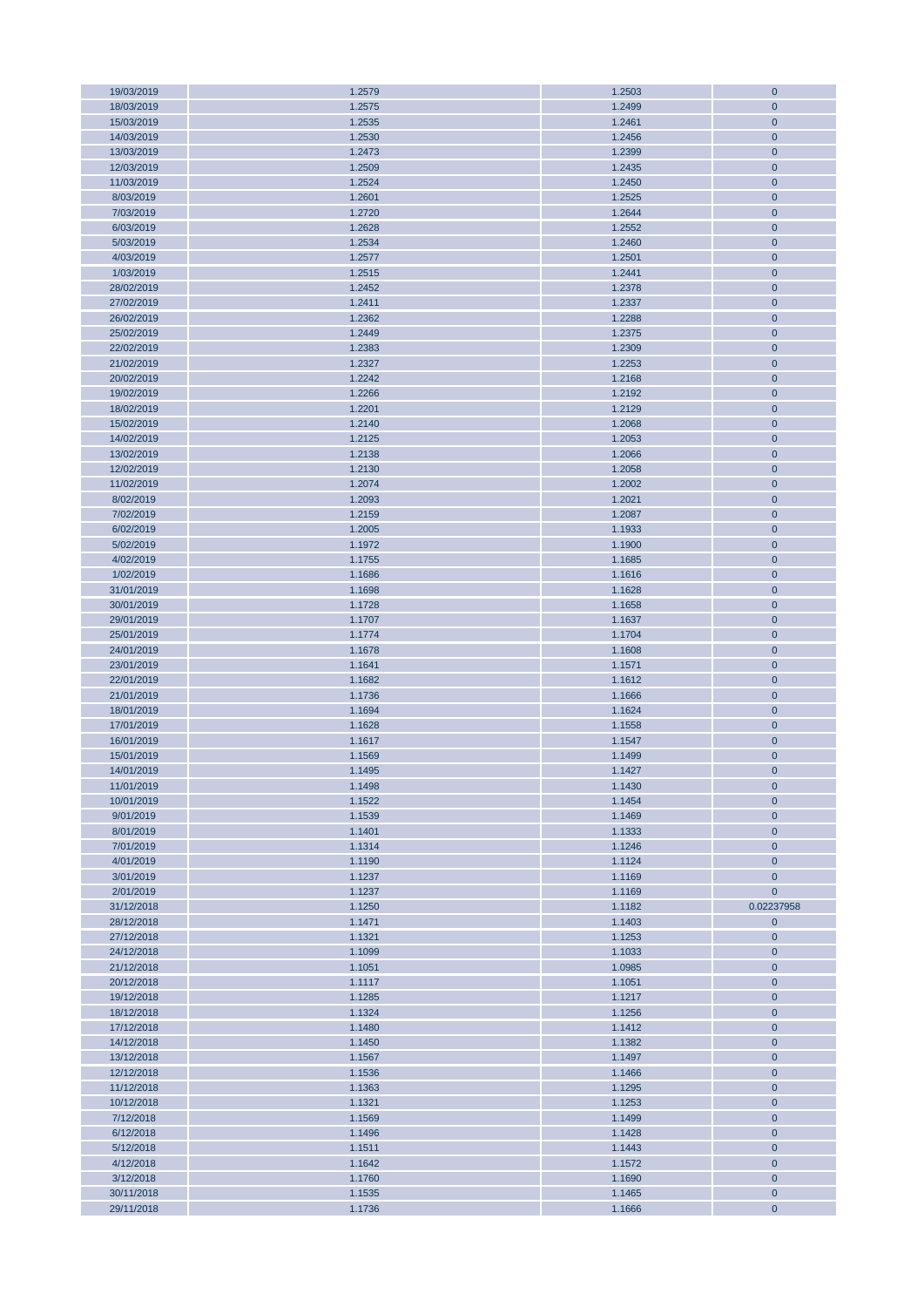| | | | |
|---|---|---|---|
| 19/03/2019 | 1.2579 | 1.2503 | 0 |
| 18/03/2019 | 1.2575 | 1.2499 | 0 |
| 15/03/2019 | 1.2535 | 1.2461 | 0 |
| 14/03/2019 | 1.2530 | 1.2456 | 0 |
| 13/03/2019 | 1.2473 | 1.2399 | 0 |
| 12/03/2019 | 1.2509 | 1.2435 | 0 |
| 11/03/2019 | 1.2524 | 1.2450 | 0 |
| 8/03/2019 | 1.2601 | 1.2525 | 0 |
| 7/03/2019 | 1.2720 | 1.2644 | 0 |
| 6/03/2019 | 1.2628 | 1.2552 | 0 |
| 5/03/2019 | 1.2534 | 1.2460 | 0 |
| 4/03/2019 | 1.2577 | 1.2501 | 0 |
| 1/03/2019 | 1.2515 | 1.2441 | 0 |
| 28/02/2019 | 1.2452 | 1.2378 | 0 |
| 27/02/2019 | 1.2411 | 1.2337 | 0 |
| 26/02/2019 | 1.2362 | 1.2288 | 0 |
| 25/02/2019 | 1.2449 | 1.2375 | 0 |
| 22/02/2019 | 1.2383 | 1.2309 | 0 |
| 21/02/2019 | 1.2327 | 1.2253 | 0 |
| 20/02/2019 | 1.2242 | 1.2168 | 0 |
| 19/02/2019 | 1.2266 | 1.2192 | 0 |
| 18/02/2019 | 1.2201 | 1.2129 | 0 |
| 15/02/2019 | 1.2140 | 1.2068 | 0 |
| 14/02/2019 | 1.2125 | 1.2053 | 0 |
| 13/02/2019 | 1.2138 | 1.2066 | 0 |
| 12/02/2019 | 1.2130 | 1.2058 | 0 |
| 11/02/2019 | 1.2074 | 1.2002 | 0 |
| 8/02/2019 | 1.2093 | 1.2021 | 0 |
| 7/02/2019 | 1.2159 | 1.2087 | 0 |
| 6/02/2019 | 1.2005 | 1.1933 | 0 |
| 5/02/2019 | 1.1972 | 1.1900 | 0 |
| 4/02/2019 | 1.1755 | 1.1685 | 0 |
| 1/02/2019 | 1.1686 | 1.1616 | 0 |
| 31/01/2019 | 1.1698 | 1.1628 | 0 |
| 30/01/2019 | 1.1728 | 1.1658 | 0 |
| 29/01/2019 | 1.1707 | 1.1637 | 0 |
| 25/01/2019 | 1.1774 | 1.1704 | 0 |
| 24/01/2019 | 1.1678 | 1.1608 | 0 |
| 23/01/2019 | 1.1641 | 1.1571 | 0 |
| 22/01/2019 | 1.1682 | 1.1612 | 0 |
| 21/01/2019 | 1.1736 | 1.1666 | 0 |
| 18/01/2019 | 1.1694 | 1.1624 | 0 |
| 17/01/2019 | 1.1628 | 1.1558 | 0 |
| 16/01/2019 | 1.1617 | 1.1547 | 0 |
| 15/01/2019 | 1.1569 | 1.1499 | 0 |
| 14/01/2019 | 1.1495 | 1.1427 | 0 |
| 11/01/2019 | 1.1498 | 1.1430 | 0 |
| 10/01/2019 | 1.1522 | 1.1454 | 0 |
| 9/01/2019 | 1.1539 | 1.1469 | 0 |
| 8/01/2019 | 1.1401 | 1.1333 | 0 |
| 7/01/2019 | 1.1314 | 1.1246 | 0 |
| 4/01/2019 | 1.1190 | 1.1124 | 0 |
| 3/01/2019 | 1.1237 | 1.1169 | 0 |
| 2/01/2019 | 1.1237 | 1.1169 | 0 |
| 31/12/2018 | 1.1250 | 1.1182 | 0.02237958 |
| 28/12/2018 | 1.1471 | 1.1403 | 0 |
| 27/12/2018 | 1.1321 | 1.1253 | 0 |
| 24/12/2018 | 1.1099 | 1.1033 | 0 |
| 21/12/2018 | 1.1051 | 1.0985 | 0 |
| 20/12/2018 | 1.1117 | 1.1051 | 0 |
| 19/12/2018 | 1.1285 | 1.1217 | 0 |
| 18/12/2018 | 1.1324 | 1.1256 | 0 |
| 17/12/2018 | 1.1480 | 1.1412 | 0 |
| 14/12/2018 | 1.1450 | 1.1382 | 0 |
| 13/12/2018 | 1.1567 | 1.1497 | 0 |
| 12/12/2018 | 1.1536 | 1.1466 | 0 |
| 11/12/2018 | 1.1363 | 1.1295 | 0 |
| 10/12/2018 | 1.1321 | 1.1253 | 0 |
| 7/12/2018 | 1.1569 | 1.1499 | 0 |
| 6/12/2018 | 1.1496 | 1.1428 | 0 |
| 5/12/2018 | 1.1511 | 1.1443 | 0 |
| 4/12/2018 | 1.1642 | 1.1572 | 0 |
| 3/12/2018 | 1.1760 | 1.1690 | 0 |
| 30/11/2018 | 1.1535 | 1.1465 | 0 |
| 29/11/2018 | 1.1736 | 1.1666 | 0 |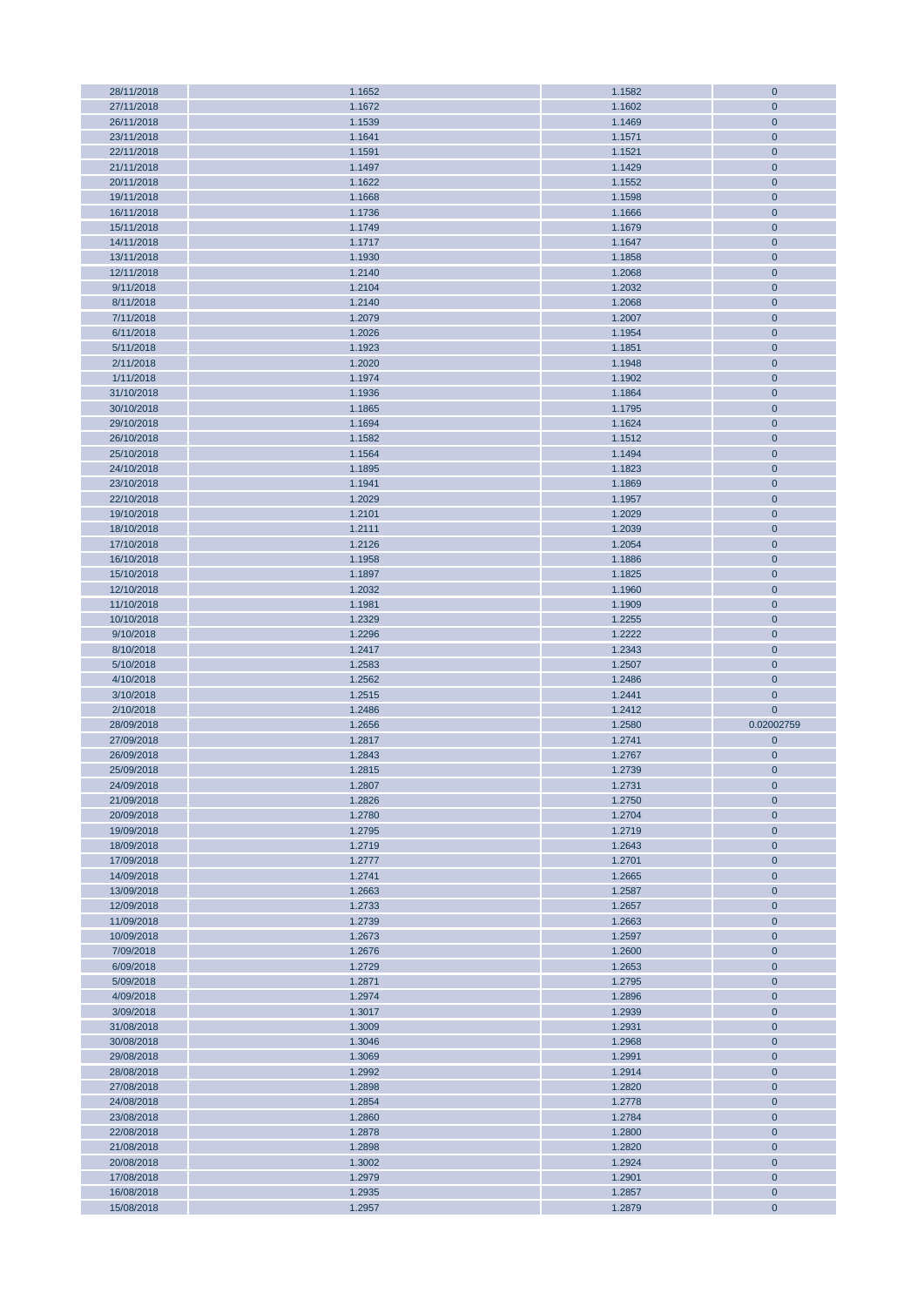| | | | |
|---|---|---|---|
| 28/11/2018 | 1.1652 | 1.1582 | 0 |
| 27/11/2018 | 1.1672 | 1.1602 | 0 |
| 26/11/2018 | 1.1539 | 1.1469 | 0 |
| 23/11/2018 | 1.1641 | 1.1571 | 0 |
| 22/11/2018 | 1.1591 | 1.1521 | 0 |
| 21/11/2018 | 1.1497 | 1.1429 | 0 |
| 20/11/2018 | 1.1622 | 1.1552 | 0 |
| 19/11/2018 | 1.1668 | 1.1598 | 0 |
| 16/11/2018 | 1.1736 | 1.1666 | 0 |
| 15/11/2018 | 1.1749 | 1.1679 | 0 |
| 14/11/2018 | 1.1717 | 1.1647 | 0 |
| 13/11/2018 | 1.1930 | 1.1858 | 0 |
| 12/11/2018 | 1.2140 | 1.2068 | 0 |
| 9/11/2018 | 1.2104 | 1.2032 | 0 |
| 8/11/2018 | 1.2140 | 1.2068 | 0 |
| 7/11/2018 | 1.2079 | 1.2007 | 0 |
| 6/11/2018 | 1.2026 | 1.1954 | 0 |
| 5/11/2018 | 1.1923 | 1.1851 | 0 |
| 2/11/2018 | 1.2020 | 1.1948 | 0 |
| 1/11/2018 | 1.1974 | 1.1902 | 0 |
| 31/10/2018 | 1.1936 | 1.1864 | 0 |
| 30/10/2018 | 1.1865 | 1.1795 | 0 |
| 29/10/2018 | 1.1694 | 1.1624 | 0 |
| 26/10/2018 | 1.1582 | 1.1512 | 0 |
| 25/10/2018 | 1.1564 | 1.1494 | 0 |
| 24/10/2018 | 1.1895 | 1.1823 | 0 |
| 23/10/2018 | 1.1941 | 1.1869 | 0 |
| 22/10/2018 | 1.2029 | 1.1957 | 0 |
| 19/10/2018 | 1.2101 | 1.2029 | 0 |
| 18/10/2018 | 1.2111 | 1.2039 | 0 |
| 17/10/2018 | 1.2126 | 1.2054 | 0 |
| 16/10/2018 | 1.1958 | 1.1886 | 0 |
| 15/10/2018 | 1.1897 | 1.1825 | 0 |
| 12/10/2018 | 1.2032 | 1.1960 | 0 |
| 11/10/2018 | 1.1981 | 1.1909 | 0 |
| 10/10/2018 | 1.2329 | 1.2255 | 0 |
| 9/10/2018 | 1.2296 | 1.2222 | 0 |
| 8/10/2018 | 1.2417 | 1.2343 | 0 |
| 5/10/2018 | 1.2583 | 1.2507 | 0 |
| 4/10/2018 | 1.2562 | 1.2486 | 0 |
| 3/10/2018 | 1.2515 | 1.2441 | 0 |
| 2/10/2018 | 1.2486 | 1.2412 | 0 |
| 28/09/2018 | 1.2656 | 1.2580 | 0.02002759 |
| 27/09/2018 | 1.2817 | 1.2741 | 0 |
| 26/09/2018 | 1.2843 | 1.2767 | 0 |
| 25/09/2018 | 1.2815 | 1.2739 | 0 |
| 24/09/2018 | 1.2807 | 1.2731 | 0 |
| 21/09/2018 | 1.2826 | 1.2750 | 0 |
| 20/09/2018 | 1.2780 | 1.2704 | 0 |
| 19/09/2018 | 1.2795 | 1.2719 | 0 |
| 18/09/2018 | 1.2719 | 1.2643 | 0 |
| 17/09/2018 | 1.2777 | 1.2701 | 0 |
| 14/09/2018 | 1.2741 | 1.2665 | 0 |
| 13/09/2018 | 1.2663 | 1.2587 | 0 |
| 12/09/2018 | 1.2733 | 1.2657 | 0 |
| 11/09/2018 | 1.2739 | 1.2663 | 0 |
| 10/09/2018 | 1.2673 | 1.2597 | 0 |
| 7/09/2018 | 1.2676 | 1.2600 | 0 |
| 6/09/2018 | 1.2729 | 1.2653 | 0 |
| 5/09/2018 | 1.2871 | 1.2795 | 0 |
| 4/09/2018 | 1.2974 | 1.2896 | 0 |
| 3/09/2018 | 1.3017 | 1.2939 | 0 |
| 31/08/2018 | 1.3009 | 1.2931 | 0 |
| 30/08/2018 | 1.3046 | 1.2968 | 0 |
| 29/08/2018 | 1.3069 | 1.2991 | 0 |
| 28/08/2018 | 1.2992 | 1.2914 | 0 |
| 27/08/2018 | 1.2898 | 1.2820 | 0 |
| 24/08/2018 | 1.2854 | 1.2778 | 0 |
| 23/08/2018 | 1.2860 | 1.2784 | 0 |
| 22/08/2018 | 1.2878 | 1.2800 | 0 |
| 21/08/2018 | 1.2898 | 1.2820 | 0 |
| 20/08/2018 | 1.3002 | 1.2924 | 0 |
| 17/08/2018 | 1.2979 | 1.2901 | 0 |
| 16/08/2018 | 1.2935 | 1.2857 | 0 |
| 15/08/2018 | 1.2957 | 1.2879 | 0 |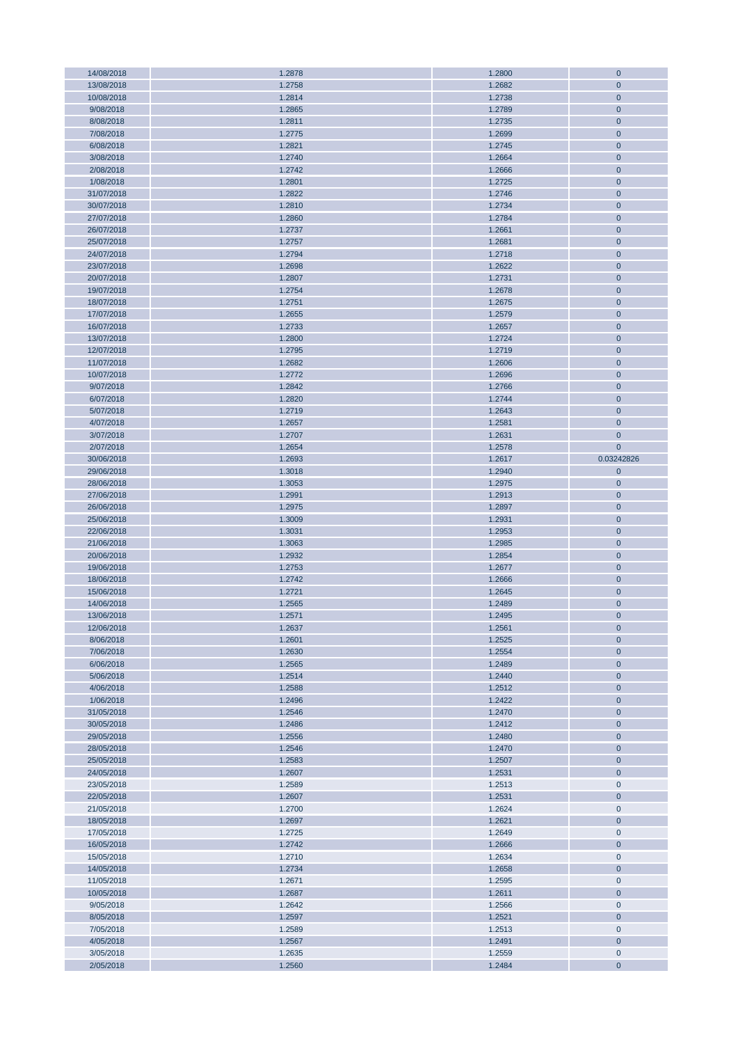| | | | |
|---|---|---|---|
| 14/08/2018 | 1.2878 | 1.2800 | 0 |
| 13/08/2018 | 1.2758 | 1.2682 | 0 |
| 10/08/2018 | 1.2814 | 1.2738 | 0 |
| 9/08/2018 | 1.2865 | 1.2789 | 0 |
| 8/08/2018 | 1.2811 | 1.2735 | 0 |
| 7/08/2018 | 1.2775 | 1.2699 | 0 |
| 6/08/2018 | 1.2821 | 1.2745 | 0 |
| 3/08/2018 | 1.2740 | 1.2664 | 0 |
| 2/08/2018 | 1.2742 | 1.2666 | 0 |
| 1/08/2018 | 1.2801 | 1.2725 | 0 |
| 31/07/2018 | 1.2822 | 1.2746 | 0 |
| 30/07/2018 | 1.2810 | 1.2734 | 0 |
| 27/07/2018 | 1.2860 | 1.2784 | 0 |
| 26/07/2018 | 1.2737 | 1.2661 | 0 |
| 25/07/2018 | 1.2757 | 1.2681 | 0 |
| 24/07/2018 | 1.2794 | 1.2718 | 0 |
| 23/07/2018 | 1.2698 | 1.2622 | 0 |
| 20/07/2018 | 1.2807 | 1.2731 | 0 |
| 19/07/2018 | 1.2754 | 1.2678 | 0 |
| 18/07/2018 | 1.2751 | 1.2675 | 0 |
| 17/07/2018 | 1.2655 | 1.2579 | 0 |
| 16/07/2018 | 1.2733 | 1.2657 | 0 |
| 13/07/2018 | 1.2800 | 1.2724 | 0 |
| 12/07/2018 | 1.2795 | 1.2719 | 0 |
| 11/07/2018 | 1.2682 | 1.2606 | 0 |
| 10/07/2018 | 1.2772 | 1.2696 | 0 |
| 9/07/2018 | 1.2842 | 1.2766 | 0 |
| 6/07/2018 | 1.2820 | 1.2744 | 0 |
| 5/07/2018 | 1.2719 | 1.2643 | 0 |
| 4/07/2018 | 1.2657 | 1.2581 | 0 |
| 3/07/2018 | 1.2707 | 1.2631 | 0 |
| 2/07/2018 | 1.2654 | 1.2578 | 0 |
| 30/06/2018 | 1.2693 | 1.2617 | 0.03242826 |
| 29/06/2018 | 1.3018 | 1.2940 | 0 |
| 28/06/2018 | 1.3053 | 1.2975 | 0 |
| 27/06/2018 | 1.2991 | 1.2913 | 0 |
| 26/06/2018 | 1.2975 | 1.2897 | 0 |
| 25/06/2018 | 1.3009 | 1.2931 | 0 |
| 22/06/2018 | 1.3031 | 1.2953 | 0 |
| 21/06/2018 | 1.3063 | 1.2985 | 0 |
| 20/06/2018 | 1.2932 | 1.2854 | 0 |
| 19/06/2018 | 1.2753 | 1.2677 | 0 |
| 18/06/2018 | 1.2742 | 1.2666 | 0 |
| 15/06/2018 | 1.2721 | 1.2645 | 0 |
| 14/06/2018 | 1.2565 | 1.2489 | 0 |
| 13/06/2018 | 1.2571 | 1.2495 | 0 |
| 12/06/2018 | 1.2637 | 1.2561 | 0 |
| 8/06/2018 | 1.2601 | 1.2525 | 0 |
| 7/06/2018 | 1.2630 | 1.2554 | 0 |
| 6/06/2018 | 1.2565 | 1.2489 | 0 |
| 5/06/2018 | 1.2514 | 1.2440 | 0 |
| 4/06/2018 | 1.2588 | 1.2512 | 0 |
| 1/06/2018 | 1.2496 | 1.2422 | 0 |
| 31/05/2018 | 1.2546 | 1.2470 | 0 |
| 30/05/2018 | 1.2486 | 1.2412 | 0 |
| 29/05/2018 | 1.2556 | 1.2480 | 0 |
| 28/05/2018 | 1.2546 | 1.2470 | 0 |
| 25/05/2018 | 1.2583 | 1.2507 | 0 |
| 24/05/2018 | 1.2607 | 1.2531 | 0 |
| 23/05/2018 | 1.2589 | 1.2513 | 0 |
| 22/05/2018 | 1.2607 | 1.2531 | 0 |
| 21/05/2018 | 1.2700 | 1.2624 | 0 |
| 18/05/2018 | 1.2697 | 1.2621 | 0 |
| 17/05/2018 | 1.2725 | 1.2649 | 0 |
| 16/05/2018 | 1.2742 | 1.2666 | 0 |
| 15/05/2018 | 1.2710 | 1.2634 | 0 |
| 14/05/2018 | 1.2734 | 1.2658 | 0 |
| 11/05/2018 | 1.2671 | 1.2595 | 0 |
| 10/05/2018 | 1.2687 | 1.2611 | 0 |
| 9/05/2018 | 1.2642 | 1.2566 | 0 |
| 8/05/2018 | 1.2597 | 1.2521 | 0 |
| 7/05/2018 | 1.2589 | 1.2513 | 0 |
| 4/05/2018 | 1.2567 | 1.2491 | 0 |
| 3/05/2018 | 1.2635 | 1.2559 | 0 |
| 2/05/2018 | 1.2560 | 1.2484 | 0 |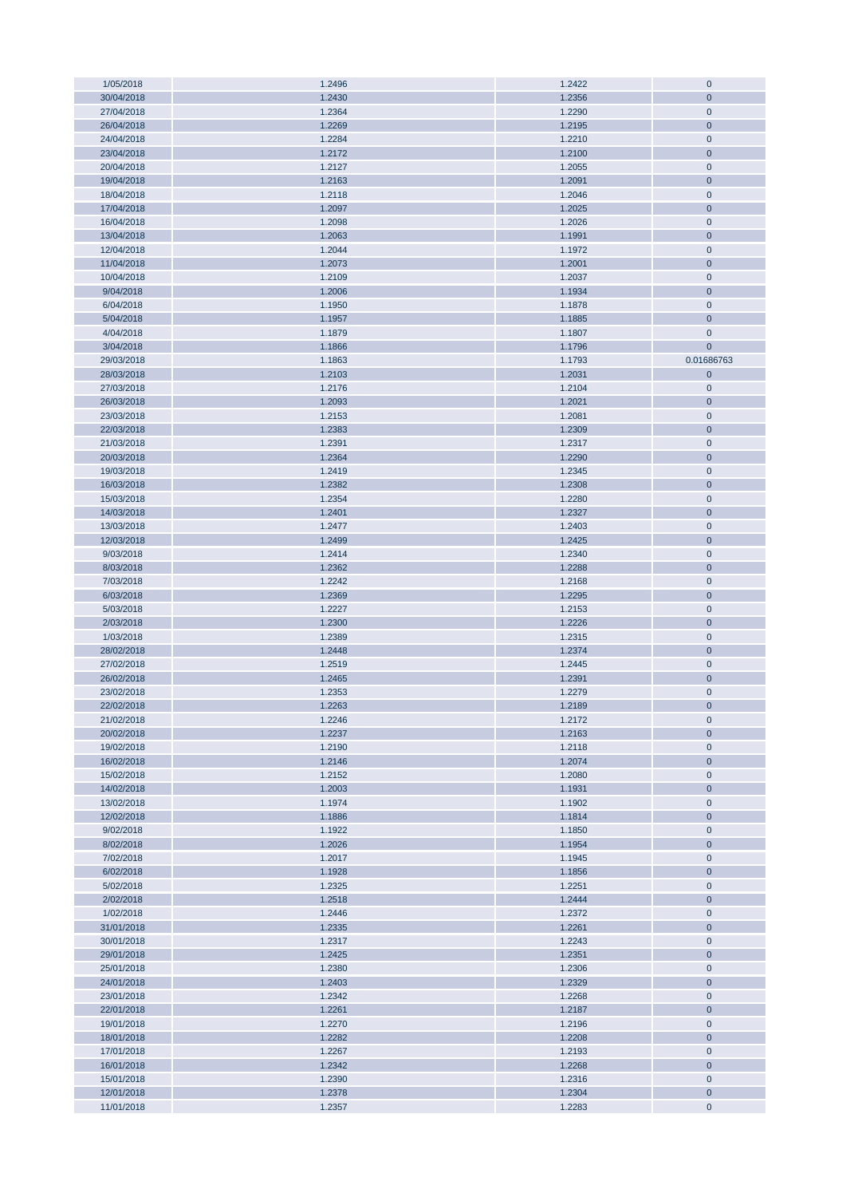| | | | |
|---|---|---|---|
| 1/05/2018 | 1.2496 | 1.2422 | 0 |
| 30/04/2018 | 1.2430 | 1.2356 | 0 |
| 27/04/2018 | 1.2364 | 1.2290 | 0 |
| 26/04/2018 | 1.2269 | 1.2195 | 0 |
| 24/04/2018 | 1.2284 | 1.2210 | 0 |
| 23/04/2018 | 1.2172 | 1.2100 | 0 |
| 20/04/2018 | 1.2127 | 1.2055 | 0 |
| 19/04/2018 | 1.2163 | 1.2091 | 0 |
| 18/04/2018 | 1.2118 | 1.2046 | 0 |
| 17/04/2018 | 1.2097 | 1.2025 | 0 |
| 16/04/2018 | 1.2098 | 1.2026 | 0 |
| 13/04/2018 | 1.2063 | 1.1991 | 0 |
| 12/04/2018 | 1.2044 | 1.1972 | 0 |
| 11/04/2018 | 1.2073 | 1.2001 | 0 |
| 10/04/2018 | 1.2109 | 1.2037 | 0 |
| 9/04/2018 | 1.2006 | 1.1934 | 0 |
| 6/04/2018 | 1.1950 | 1.1878 | 0 |
| 5/04/2018 | 1.1957 | 1.1885 | 0 |
| 4/04/2018 | 1.1879 | 1.1807 | 0 |
| 3/04/2018 | 1.1866 | 1.1796 | 0 |
| 29/03/2018 | 1.1863 | 1.1793 | 0.01686763 |
| 28/03/2018 | 1.2103 | 1.2031 | 0 |
| 27/03/2018 | 1.2176 | 1.2104 | 0 |
| 26/03/2018 | 1.2093 | 1.2021 | 0 |
| 23/03/2018 | 1.2153 | 1.2081 | 0 |
| 22/03/2018 | 1.2383 | 1.2309 | 0 |
| 21/03/2018 | 1.2391 | 1.2317 | 0 |
| 20/03/2018 | 1.2364 | 1.2290 | 0 |
| 19/03/2018 | 1.2419 | 1.2345 | 0 |
| 16/03/2018 | 1.2382 | 1.2308 | 0 |
| 15/03/2018 | 1.2354 | 1.2280 | 0 |
| 14/03/2018 | 1.2401 | 1.2327 | 0 |
| 13/03/2018 | 1.2477 | 1.2403 | 0 |
| 12/03/2018 | 1.2499 | 1.2425 | 0 |
| 9/03/2018 | 1.2414 | 1.2340 | 0 |
| 8/03/2018 | 1.2362 | 1.2288 | 0 |
| 7/03/2018 | 1.2242 | 1.2168 | 0 |
| 6/03/2018 | 1.2369 | 1.2295 | 0 |
| 5/03/2018 | 1.2227 | 1.2153 | 0 |
| 2/03/2018 | 1.2300 | 1.2226 | 0 |
| 1/03/2018 | 1.2389 | 1.2315 | 0 |
| 28/02/2018 | 1.2448 | 1.2374 | 0 |
| 27/02/2018 | 1.2519 | 1.2445 | 0 |
| 26/02/2018 | 1.2465 | 1.2391 | 0 |
| 23/02/2018 | 1.2353 | 1.2279 | 0 |
| 22/02/2018 | 1.2263 | 1.2189 | 0 |
| 21/02/2018 | 1.2246 | 1.2172 | 0 |
| 20/02/2018 | 1.2237 | 1.2163 | 0 |
| 19/02/2018 | 1.2190 | 1.2118 | 0 |
| 16/02/2018 | 1.2146 | 1.2074 | 0 |
| 15/02/2018 | 1.2152 | 1.2080 | 0 |
| 14/02/2018 | 1.2003 | 1.1931 | 0 |
| 13/02/2018 | 1.1974 | 1.1902 | 0 |
| 12/02/2018 | 1.1886 | 1.1814 | 0 |
| 9/02/2018 | 1.1922 | 1.1850 | 0 |
| 8/02/2018 | 1.2026 | 1.1954 | 0 |
| 7/02/2018 | 1.2017 | 1.1945 | 0 |
| 6/02/2018 | 1.1928 | 1.1856 | 0 |
| 5/02/2018 | 1.2325 | 1.2251 | 0 |
| 2/02/2018 | 1.2518 | 1.2444 | 0 |
| 1/02/2018 | 1.2446 | 1.2372 | 0 |
| 31/01/2018 | 1.2335 | 1.2261 | 0 |
| 30/01/2018 | 1.2317 | 1.2243 | 0 |
| 29/01/2018 | 1.2425 | 1.2351 | 0 |
| 25/01/2018 | 1.2380 | 1.2306 | 0 |
| 24/01/2018 | 1.2403 | 1.2329 | 0 |
| 23/01/2018 | 1.2342 | 1.2268 | 0 |
| 22/01/2018 | 1.2261 | 1.2187 | 0 |
| 19/01/2018 | 1.2270 | 1.2196 | 0 |
| 18/01/2018 | 1.2282 | 1.2208 | 0 |
| 17/01/2018 | 1.2267 | 1.2193 | 0 |
| 16/01/2018 | 1.2342 | 1.2268 | 0 |
| 15/01/2018 | 1.2390 | 1.2316 | 0 |
| 12/01/2018 | 1.2378 | 1.2304 | 0 |
| 11/01/2018 | 1.2357 | 1.2283 | 0 |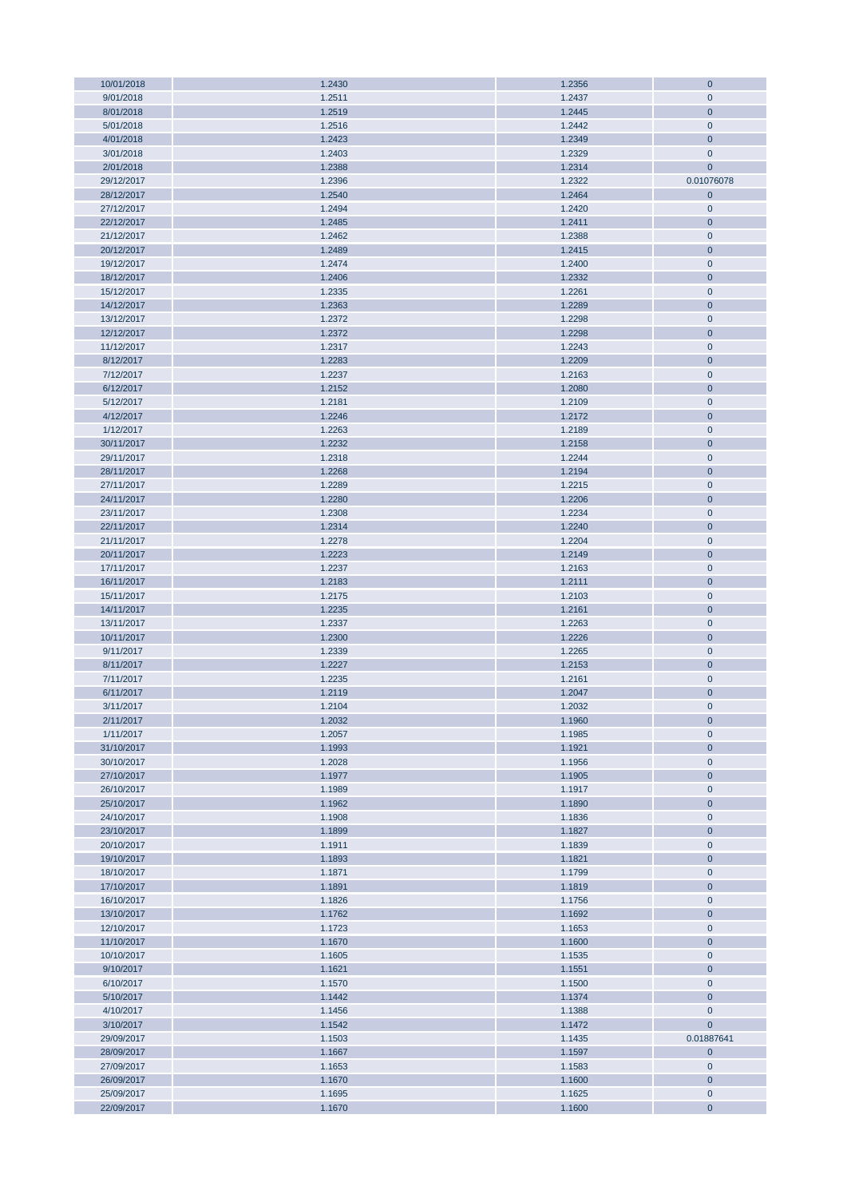| | | | |
|---|---|---|---|
| 10/01/2018 | 1.2430 | 1.2356 | 0 |
| 9/01/2018 | 1.2511 | 1.2437 | 0 |
| 8/01/2018 | 1.2519 | 1.2445 | 0 |
| 5/01/2018 | 1.2516 | 1.2442 | 0 |
| 4/01/2018 | 1.2423 | 1.2349 | 0 |
| 3/01/2018 | 1.2403 | 1.2329 | 0 |
| 2/01/2018 | 1.2388 | 1.2314 | 0 |
| 29/12/2017 | 1.2396 | 1.2322 | 0.01076078 |
| 28/12/2017 | 1.2540 | 1.2464 | 0 |
| 27/12/2017 | 1.2494 | 1.2420 | 0 |
| 22/12/2017 | 1.2485 | 1.2411 | 0 |
| 21/12/2017 | 1.2462 | 1.2388 | 0 |
| 20/12/2017 | 1.2489 | 1.2415 | 0 |
| 19/12/2017 | 1.2474 | 1.2400 | 0 |
| 18/12/2017 | 1.2406 | 1.2332 | 0 |
| 15/12/2017 | 1.2335 | 1.2261 | 0 |
| 14/12/2017 | 1.2363 | 1.2289 | 0 |
| 13/12/2017 | 1.2372 | 1.2298 | 0 |
| 12/12/2017 | 1.2372 | 1.2298 | 0 |
| 11/12/2017 | 1.2317 | 1.2243 | 0 |
| 8/12/2017 | 1.2283 | 1.2209 | 0 |
| 7/12/2017 | 1.2237 | 1.2163 | 0 |
| 6/12/2017 | 1.2152 | 1.2080 | 0 |
| 5/12/2017 | 1.2181 | 1.2109 | 0 |
| 4/12/2017 | 1.2246 | 1.2172 | 0 |
| 1/12/2017 | 1.2263 | 1.2189 | 0 |
| 30/11/2017 | 1.2232 | 1.2158 | 0 |
| 29/11/2017 | 1.2318 | 1.2244 | 0 |
| 28/11/2017 | 1.2268 | 1.2194 | 0 |
| 27/11/2017 | 1.2289 | 1.2215 | 0 |
| 24/11/2017 | 1.2280 | 1.2206 | 0 |
| 23/11/2017 | 1.2308 | 1.2234 | 0 |
| 22/11/2017 | 1.2314 | 1.2240 | 0 |
| 21/11/2017 | 1.2278 | 1.2204 | 0 |
| 20/11/2017 | 1.2223 | 1.2149 | 0 |
| 17/11/2017 | 1.2237 | 1.2163 | 0 |
| 16/11/2017 | 1.2183 | 1.2111 | 0 |
| 15/11/2017 | 1.2175 | 1.2103 | 0 |
| 14/11/2017 | 1.2235 | 1.2161 | 0 |
| 13/11/2017 | 1.2337 | 1.2263 | 0 |
| 10/11/2017 | 1.2300 | 1.2226 | 0 |
| 9/11/2017 | 1.2339 | 1.2265 | 0 |
| 8/11/2017 | 1.2227 | 1.2153 | 0 |
| 7/11/2017 | 1.2235 | 1.2161 | 0 |
| 6/11/2017 | 1.2119 | 1.2047 | 0 |
| 3/11/2017 | 1.2104 | 1.2032 | 0 |
| 2/11/2017 | 1.2032 | 1.1960 | 0 |
| 1/11/2017 | 1.2057 | 1.1985 | 0 |
| 31/10/2017 | 1.1993 | 1.1921 | 0 |
| 30/10/2017 | 1.2028 | 1.1956 | 0 |
| 27/10/2017 | 1.1977 | 1.1905 | 0 |
| 26/10/2017 | 1.1989 | 1.1917 | 0 |
| 25/10/2017 | 1.1962 | 1.1890 | 0 |
| 24/10/2017 | 1.1908 | 1.1836 | 0 |
| 23/10/2017 | 1.1899 | 1.1827 | 0 |
| 20/10/2017 | 1.1911 | 1.1839 | 0 |
| 19/10/2017 | 1.1893 | 1.1821 | 0 |
| 18/10/2017 | 1.1871 | 1.1799 | 0 |
| 17/10/2017 | 1.1891 | 1.1819 | 0 |
| 16/10/2017 | 1.1826 | 1.1756 | 0 |
| 13/10/2017 | 1.1762 | 1.1692 | 0 |
| 12/10/2017 | 1.1723 | 1.1653 | 0 |
| 11/10/2017 | 1.1670 | 1.1600 | 0 |
| 10/10/2017 | 1.1605 | 1.1535 | 0 |
| 9/10/2017 | 1.1621 | 1.1551 | 0 |
| 6/10/2017 | 1.1570 | 1.1500 | 0 |
| 5/10/2017 | 1.1442 | 1.1374 | 0 |
| 4/10/2017 | 1.1456 | 1.1388 | 0 |
| 3/10/2017 | 1.1542 | 1.1472 | 0 |
| 29/09/2017 | 1.1503 | 1.1435 | 0.01887641 |
| 28/09/2017 | 1.1667 | 1.1597 | 0 |
| 27/09/2017 | 1.1653 | 1.1583 | 0 |
| 26/09/2017 | 1.1670 | 1.1600 | 0 |
| 25/09/2017 | 1.1695 | 1.1625 | 0 |
| 22/09/2017 | 1.1670 | 1.1600 | 0 |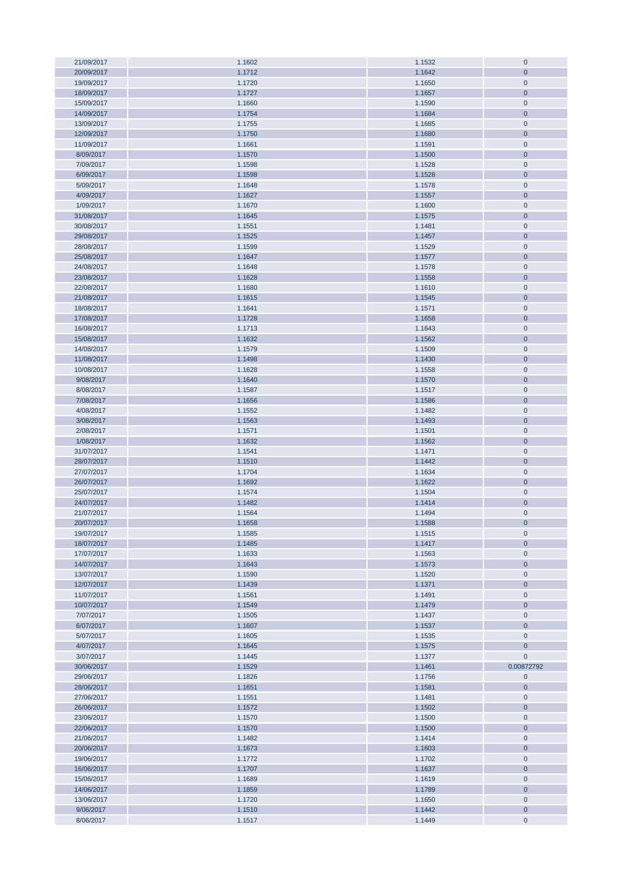| | | | |
|---|---|---|---|
| 21/09/2017 | 1.1602 | 1.1532 | 0 |
| 20/09/2017 | 1.1712 | 1.1642 | 0 |
| 19/09/2017 | 1.1720 | 1.1650 | 0 |
| 18/09/2017 | 1.1727 | 1.1657 | 0 |
| 15/09/2017 | 1.1660 | 1.1590 | 0 |
| 14/09/2017 | 1.1754 | 1.1684 | 0 |
| 13/09/2017 | 1.1755 | 1.1685 | 0 |
| 12/09/2017 | 1.1750 | 1.1680 | 0 |
| 11/09/2017 | 1.1661 | 1.1591 | 0 |
| 8/09/2017 | 1.1570 | 1.1500 | 0 |
| 7/09/2017 | 1.1598 | 1.1528 | 0 |
| 6/09/2017 | 1.1598 | 1.1528 | 0 |
| 5/09/2017 | 1.1648 | 1.1578 | 0 |
| 4/09/2017 | 1.1627 | 1.1557 | 0 |
| 1/09/2017 | 1.1670 | 1.1600 | 0 |
| 31/08/2017 | 1.1645 | 1.1575 | 0 |
| 30/08/2017 | 1.1551 | 1.1481 | 0 |
| 29/08/2017 | 1.1525 | 1.1457 | 0 |
| 28/08/2017 | 1.1599 | 1.1529 | 0 |
| 25/08/2017 | 1.1647 | 1.1577 | 0 |
| 24/08/2017 | 1.1648 | 1.1578 | 0 |
| 23/08/2017 | 1.1628 | 1.1558 | 0 |
| 22/08/2017 | 1.1680 | 1.1610 | 0 |
| 21/08/2017 | 1.1615 | 1.1545 | 0 |
| 18/08/2017 | 1.1641 | 1.1571 | 0 |
| 17/08/2017 | 1.1728 | 1.1658 | 0 |
| 16/08/2017 | 1.1713 | 1.1643 | 0 |
| 15/08/2017 | 1.1632 | 1.1562 | 0 |
| 14/08/2017 | 1.1579 | 1.1509 | 0 |
| 11/08/2017 | 1.1498 | 1.1430 | 0 |
| 10/08/2017 | 1.1628 | 1.1558 | 0 |
| 9/08/2017 | 1.1640 | 1.1570 | 0 |
| 8/08/2017 | 1.1587 | 1.1517 | 0 |
| 7/08/2017 | 1.1656 | 1.1586 | 0 |
| 4/08/2017 | 1.1552 | 1.1482 | 0 |
| 3/08/2017 | 1.1563 | 1.1493 | 0 |
| 2/08/2017 | 1.1571 | 1.1501 | 0 |
| 1/08/2017 | 1.1632 | 1.1562 | 0 |
| 31/07/2017 | 1.1541 | 1.1471 | 0 |
| 28/07/2017 | 1.1510 | 1.1442 | 0 |
| 27/07/2017 | 1.1704 | 1.1634 | 0 |
| 26/07/2017 | 1.1692 | 1.1622 | 0 |
| 25/07/2017 | 1.1574 | 1.1504 | 0 |
| 24/07/2017 | 1.1482 | 1.1414 | 0 |
| 21/07/2017 | 1.1564 | 1.1494 | 0 |
| 20/07/2017 | 1.1658 | 1.1588 | 0 |
| 19/07/2017 | 1.1585 | 1.1515 | 0 |
| 18/07/2017 | 1.1485 | 1.1417 | 0 |
| 17/07/2017 | 1.1633 | 1.1563 | 0 |
| 14/07/2017 | 1.1643 | 1.1573 | 0 |
| 13/07/2017 | 1.1590 | 1.1520 | 0 |
| 12/07/2017 | 1.1439 | 1.1371 | 0 |
| 11/07/2017 | 1.1561 | 1.1491 | 0 |
| 10/07/2017 | 1.1549 | 1.1479 | 0 |
| 7/07/2017 | 1.1505 | 1.1437 | 0 |
| 6/07/2017 | 1.1607 | 1.1537 | 0 |
| 5/07/2017 | 1.1605 | 1.1535 | 0 |
| 4/07/2017 | 1.1645 | 1.1575 | 0 |
| 3/07/2017 | 1.1445 | 1.1377 | 0 |
| 30/06/2017 | 1.1529 | 1.1461 | 0.00872792 |
| 29/06/2017 | 1.1826 | 1.1756 | 0 |
| 28/06/2017 | 1.1651 | 1.1581 | 0 |
| 27/06/2017 | 1.1551 | 1.1481 | 0 |
| 26/06/2017 | 1.1572 | 1.1502 | 0 |
| 23/06/2017 | 1.1570 | 1.1500 | 0 |
| 22/06/2017 | 1.1570 | 1.1500 | 0 |
| 21/06/2017 | 1.1482 | 1.1414 | 0 |
| 20/06/2017 | 1.1673 | 1.1603 | 0 |
| 19/06/2017 | 1.1772 | 1.1702 | 0 |
| 16/06/2017 | 1.1707 | 1.1637 | 0 |
| 15/06/2017 | 1.1689 | 1.1619 | 0 |
| 14/06/2017 | 1.1859 | 1.1789 | 0 |
| 13/06/2017 | 1.1720 | 1.1650 | 0 |
| 9/06/2017 | 1.1510 | 1.1442 | 0 |
| 8/06/2017 | 1.1517 | 1.1449 | 0 |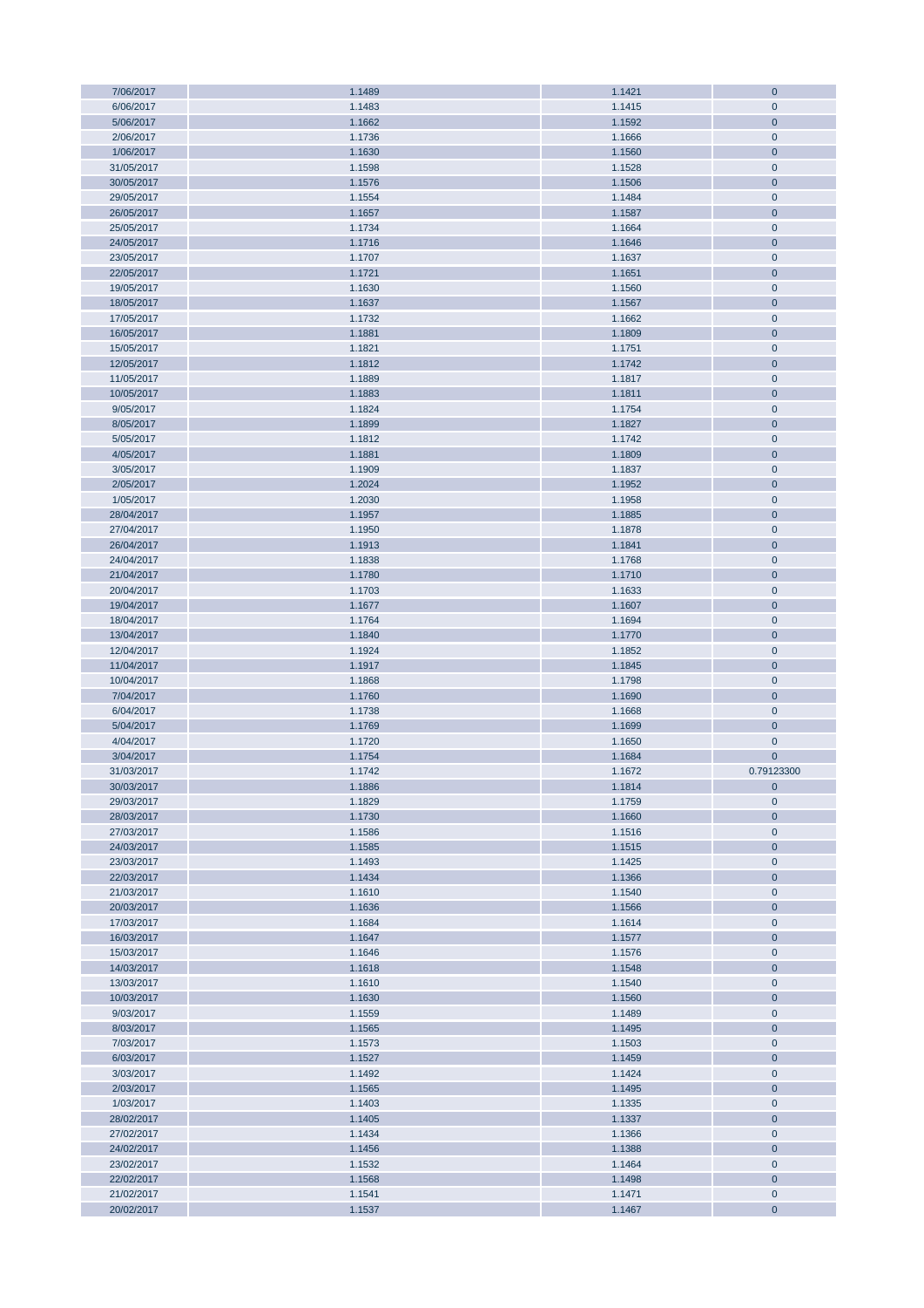| | | | |
|---|---|---|---|
| 7/06/2017 | 1.1489 | 1.1421 | 0 |
| 6/06/2017 | 1.1483 | 1.1415 | 0 |
| 5/06/2017 | 1.1662 | 1.1592 | 0 |
| 2/06/2017 | 1.1736 | 1.1666 | 0 |
| 1/06/2017 | 1.1630 | 1.1560 | 0 |
| 31/05/2017 | 1.1598 | 1.1528 | 0 |
| 30/05/2017 | 1.1576 | 1.1506 | 0 |
| 29/05/2017 | 1.1554 | 1.1484 | 0 |
| 26/05/2017 | 1.1657 | 1.1587 | 0 |
| 25/05/2017 | 1.1734 | 1.1664 | 0 |
| 24/05/2017 | 1.1716 | 1.1646 | 0 |
| 23/05/2017 | 1.1707 | 1.1637 | 0 |
| 22/05/2017 | 1.1721 | 1.1651 | 0 |
| 19/05/2017 | 1.1630 | 1.1560 | 0 |
| 18/05/2017 | 1.1637 | 1.1567 | 0 |
| 17/05/2017 | 1.1732 | 1.1662 | 0 |
| 16/05/2017 | 1.1881 | 1.1809 | 0 |
| 15/05/2017 | 1.1821 | 1.1751 | 0 |
| 12/05/2017 | 1.1812 | 1.1742 | 0 |
| 11/05/2017 | 1.1889 | 1.1817 | 0 |
| 10/05/2017 | 1.1883 | 1.1811 | 0 |
| 9/05/2017 | 1.1824 | 1.1754 | 0 |
| 8/05/2017 | 1.1899 | 1.1827 | 0 |
| 5/05/2017 | 1.1812 | 1.1742 | 0 |
| 4/05/2017 | 1.1881 | 1.1809 | 0 |
| 3/05/2017 | 1.1909 | 1.1837 | 0 |
| 2/05/2017 | 1.2024 | 1.1952 | 0 |
| 1/05/2017 | 1.2030 | 1.1958 | 0 |
| 28/04/2017 | 1.1957 | 1.1885 | 0 |
| 27/04/2017 | 1.1950 | 1.1878 | 0 |
| 26/04/2017 | 1.1913 | 1.1841 | 0 |
| 24/04/2017 | 1.1838 | 1.1768 | 0 |
| 21/04/2017 | 1.1780 | 1.1710 | 0 |
| 20/04/2017 | 1.1703 | 1.1633 | 0 |
| 19/04/2017 | 1.1677 | 1.1607 | 0 |
| 18/04/2017 | 1.1764 | 1.1694 | 0 |
| 13/04/2017 | 1.1840 | 1.1770 | 0 |
| 12/04/2017 | 1.1924 | 1.1852 | 0 |
| 11/04/2017 | 1.1917 | 1.1845 | 0 |
| 10/04/2017 | 1.1868 | 1.1798 | 0 |
| 7/04/2017 | 1.1760 | 1.1690 | 0 |
| 6/04/2017 | 1.1738 | 1.1668 | 0 |
| 5/04/2017 | 1.1769 | 1.1699 | 0 |
| 4/04/2017 | 1.1720 | 1.1650 | 0 |
| 3/04/2017 | 1.1754 | 1.1684 | 0 |
| 31/03/2017 | 1.1742 | 1.1672 | 0.79123300 |
| 30/03/2017 | 1.1886 | 1.1814 | 0 |
| 29/03/2017 | 1.1829 | 1.1759 | 0 |
| 28/03/2017 | 1.1730 | 1.1660 | 0 |
| 27/03/2017 | 1.1586 | 1.1516 | 0 |
| 24/03/2017 | 1.1585 | 1.1515 | 0 |
| 23/03/2017 | 1.1493 | 1.1425 | 0 |
| 22/03/2017 | 1.1434 | 1.1366 | 0 |
| 21/03/2017 | 1.1610 | 1.1540 | 0 |
| 20/03/2017 | 1.1636 | 1.1566 | 0 |
| 17/03/2017 | 1.1684 | 1.1614 | 0 |
| 16/03/2017 | 1.1647 | 1.1577 | 0 |
| 15/03/2017 | 1.1646 | 1.1576 | 0 |
| 14/03/2017 | 1.1618 | 1.1548 | 0 |
| 13/03/2017 | 1.1610 | 1.1540 | 0 |
| 10/03/2017 | 1.1630 | 1.1560 | 0 |
| 9/03/2017 | 1.1559 | 1.1489 | 0 |
| 8/03/2017 | 1.1565 | 1.1495 | 0 |
| 7/03/2017 | 1.1573 | 1.1503 | 0 |
| 6/03/2017 | 1.1527 | 1.1459 | 0 |
| 3/03/2017 | 1.1492 | 1.1424 | 0 |
| 2/03/2017 | 1.1565 | 1.1495 | 0 |
| 1/03/2017 | 1.1403 | 1.1335 | 0 |
| 28/02/2017 | 1.1405 | 1.1337 | 0 |
| 27/02/2017 | 1.1434 | 1.1366 | 0 |
| 24/02/2017 | 1.1456 | 1.1388 | 0 |
| 23/02/2017 | 1.1532 | 1.1464 | 0 |
| 22/02/2017 | 1.1568 | 1.1498 | 0 |
| 21/02/2017 | 1.1541 | 1.1471 | 0 |
| 20/02/2017 | 1.1537 | 1.1467 | 0 |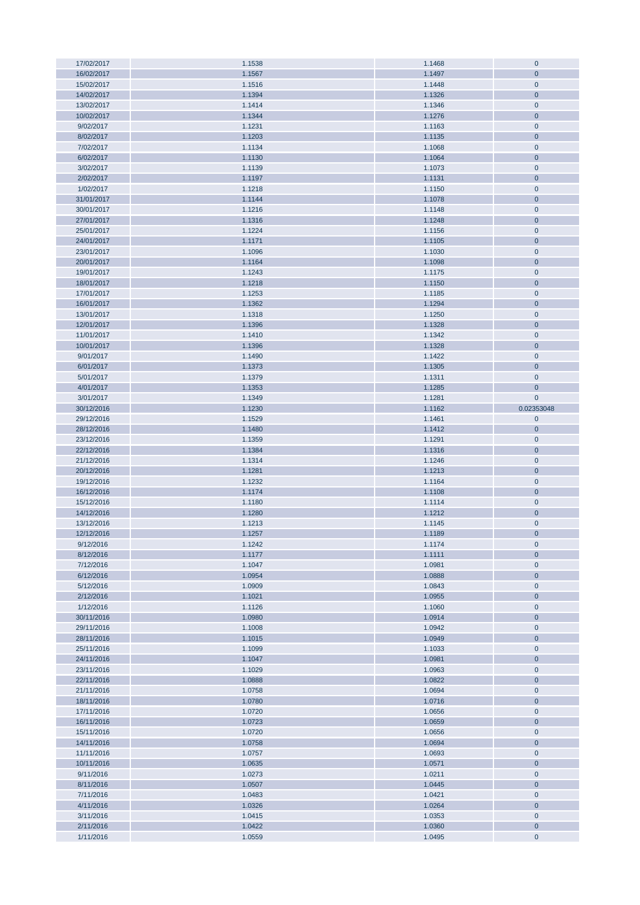| | | | |
|---|---|---|---|
| 17/02/2017 | 1.1538 | 1.1468 | 0 |
| 16/02/2017 | 1.1567 | 1.1497 | 0 |
| 15/02/2017 | 1.1516 | 1.1448 | 0 |
| 14/02/2017 | 1.1394 | 1.1326 | 0 |
| 13/02/2017 | 1.1414 | 1.1346 | 0 |
| 10/02/2017 | 1.1344 | 1.1276 | 0 |
| 9/02/2017 | 1.1231 | 1.1163 | 0 |
| 8/02/2017 | 1.1203 | 1.1135 | 0 |
| 7/02/2017 | 1.1134 | 1.1068 | 0 |
| 6/02/2017 | 1.1130 | 1.1064 | 0 |
| 3/02/2017 | 1.1139 | 1.1073 | 0 |
| 2/02/2017 | 1.1197 | 1.1131 | 0 |
| 1/02/2017 | 1.1218 | 1.1150 | 0 |
| 31/01/2017 | 1.1144 | 1.1078 | 0 |
| 30/01/2017 | 1.1216 | 1.1148 | 0 |
| 27/01/2017 | 1.1316 | 1.1248 | 0 |
| 25/01/2017 | 1.1224 | 1.1156 | 0 |
| 24/01/2017 | 1.1171 | 1.1105 | 0 |
| 23/01/2017 | 1.1096 | 1.1030 | 0 |
| 20/01/2017 | 1.1164 | 1.1098 | 0 |
| 19/01/2017 | 1.1243 | 1.1175 | 0 |
| 18/01/2017 | 1.1218 | 1.1150 | 0 |
| 17/01/2017 | 1.1253 | 1.1185 | 0 |
| 16/01/2017 | 1.1362 | 1.1294 | 0 |
| 13/01/2017 | 1.1318 | 1.1250 | 0 |
| 12/01/2017 | 1.1396 | 1.1328 | 0 |
| 11/01/2017 | 1.1410 | 1.1342 | 0 |
| 10/01/2017 | 1.1396 | 1.1328 | 0 |
| 9/01/2017 | 1.1490 | 1.1422 | 0 |
| 6/01/2017 | 1.1373 | 1.1305 | 0 |
| 5/01/2017 | 1.1379 | 1.1311 | 0 |
| 4/01/2017 | 1.1353 | 1.1285 | 0 |
| 3/01/2017 | 1.1349 | 1.1281 | 0 |
| 30/12/2016 | 1.1230 | 1.1162 | 0.02353048 |
| 29/12/2016 | 1.1529 | 1.1461 | 0 |
| 28/12/2016 | 1.1480 | 1.1412 | 0 |
| 23/12/2016 | 1.1359 | 1.1291 | 0 |
| 22/12/2016 | 1.1384 | 1.1316 | 0 |
| 21/12/2016 | 1.1314 | 1.1246 | 0 |
| 20/12/2016 | 1.1281 | 1.1213 | 0 |
| 19/12/2016 | 1.1232 | 1.1164 | 0 |
| 16/12/2016 | 1.1174 | 1.1108 | 0 |
| 15/12/2016 | 1.1180 | 1.1114 | 0 |
| 14/12/2016 | 1.1280 | 1.1212 | 0 |
| 13/12/2016 | 1.1213 | 1.1145 | 0 |
| 12/12/2016 | 1.1257 | 1.1189 | 0 |
| 9/12/2016 | 1.1242 | 1.1174 | 0 |
| 8/12/2016 | 1.1177 | 1.1111 | 0 |
| 7/12/2016 | 1.1047 | 1.0981 | 0 |
| 6/12/2016 | 1.0954 | 1.0888 | 0 |
| 5/12/2016 | 1.0909 | 1.0843 | 0 |
| 2/12/2016 | 1.1021 | 1.0955 | 0 |
| 1/12/2016 | 1.1126 | 1.1060 | 0 |
| 30/11/2016 | 1.0980 | 1.0914 | 0 |
| 29/11/2016 | 1.1008 | 1.0942 | 0 |
| 28/11/2016 | 1.1015 | 1.0949 | 0 |
| 25/11/2016 | 1.1099 | 1.1033 | 0 |
| 24/11/2016 | 1.1047 | 1.0981 | 0 |
| 23/11/2016 | 1.1029 | 1.0963 | 0 |
| 22/11/2016 | 1.0888 | 1.0822 | 0 |
| 21/11/2016 | 1.0758 | 1.0694 | 0 |
| 18/11/2016 | 1.0780 | 1.0716 | 0 |
| 17/11/2016 | 1.0720 | 1.0656 | 0 |
| 16/11/2016 | 1.0723 | 1.0659 | 0 |
| 15/11/2016 | 1.0720 | 1.0656 | 0 |
| 14/11/2016 | 1.0758 | 1.0694 | 0 |
| 11/11/2016 | 1.0757 | 1.0693 | 0 |
| 10/11/2016 | 1.0635 | 1.0571 | 0 |
| 9/11/2016 | 1.0273 | 1.0211 | 0 |
| 8/11/2016 | 1.0507 | 1.0445 | 0 |
| 7/11/2016 | 1.0483 | 1.0421 | 0 |
| 4/11/2016 | 1.0326 | 1.0264 | 0 |
| 3/11/2016 | 1.0415 | 1.0353 | 0 |
| 2/11/2016 | 1.0422 | 1.0360 | 0 |
| 1/11/2016 | 1.0559 | 1.0495 | 0 |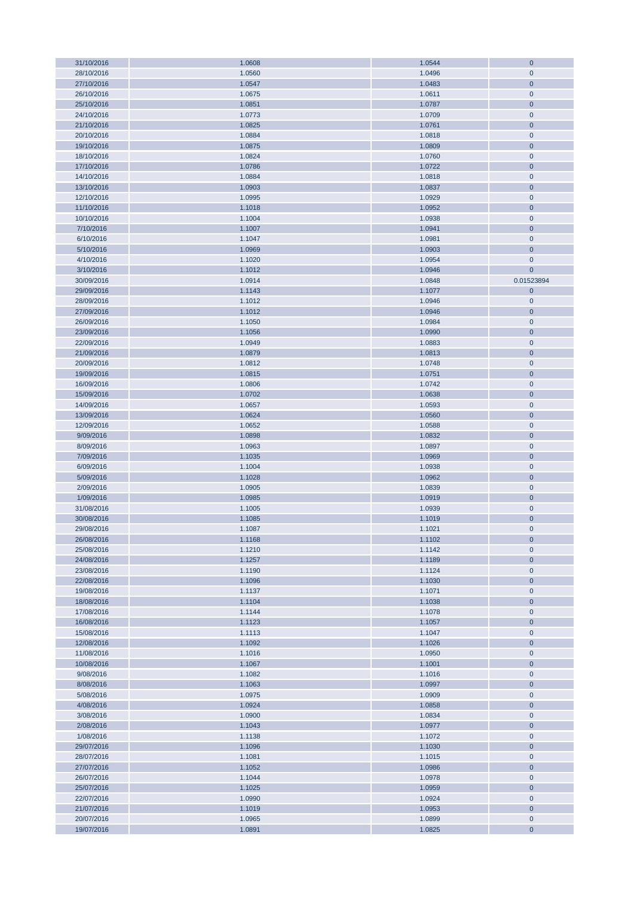| | | | |
|---|---|---|---|
| 31/10/2016 | 1.0608 | 1.0544 | 0 |
| 28/10/2016 | 1.0560 | 1.0496 | 0 |
| 27/10/2016 | 1.0547 | 1.0483 | 0 |
| 26/10/2016 | 1.0675 | 1.0611 | 0 |
| 25/10/2016 | 1.0851 | 1.0787 | 0 |
| 24/10/2016 | 1.0773 | 1.0709 | 0 |
| 21/10/2016 | 1.0825 | 1.0761 | 0 |
| 20/10/2016 | 1.0884 | 1.0818 | 0 |
| 19/10/2016 | 1.0875 | 1.0809 | 0 |
| 18/10/2016 | 1.0824 | 1.0760 | 0 |
| 17/10/2016 | 1.0786 | 1.0722 | 0 |
| 14/10/2016 | 1.0884 | 1.0818 | 0 |
| 13/10/2016 | 1.0903 | 1.0837 | 0 |
| 12/10/2016 | 1.0995 | 1.0929 | 0 |
| 11/10/2016 | 1.1018 | 1.0952 | 0 |
| 10/10/2016 | 1.1004 | 1.0938 | 0 |
| 7/10/2016 | 1.1007 | 1.0941 | 0 |
| 6/10/2016 | 1.1047 | 1.0981 | 0 |
| 5/10/2016 | 1.0969 | 1.0903 | 0 |
| 4/10/2016 | 1.1020 | 1.0954 | 0 |
| 3/10/2016 | 1.1012 | 1.0946 | 0 |
| 30/09/2016 | 1.0914 | 1.0848 | 0.01523894 |
| 29/09/2016 | 1.1143 | 1.1077 | 0 |
| 28/09/2016 | 1.1012 | 1.0946 | 0 |
| 27/09/2016 | 1.1012 | 1.0946 | 0 |
| 26/09/2016 | 1.1050 | 1.0984 | 0 |
| 23/09/2016 | 1.1056 | 1.0990 | 0 |
| 22/09/2016 | 1.0949 | 1.0883 | 0 |
| 21/09/2016 | 1.0879 | 1.0813 | 0 |
| 20/09/2016 | 1.0812 | 1.0748 | 0 |
| 19/09/2016 | 1.0815 | 1.0751 | 0 |
| 16/09/2016 | 1.0806 | 1.0742 | 0 |
| 15/09/2016 | 1.0702 | 1.0638 | 0 |
| 14/09/2016 | 1.0657 | 1.0593 | 0 |
| 13/09/2016 | 1.0624 | 1.0560 | 0 |
| 12/09/2016 | 1.0652 | 1.0588 | 0 |
| 9/09/2016 | 1.0898 | 1.0832 | 0 |
| 8/09/2016 | 1.0963 | 1.0897 | 0 |
| 7/09/2016 | 1.1035 | 1.0969 | 0 |
| 6/09/2016 | 1.1004 | 1.0938 | 0 |
| 5/09/2016 | 1.1028 | 1.0962 | 0 |
| 2/09/2016 | 1.0905 | 1.0839 | 0 |
| 1/09/2016 | 1.0985 | 1.0919 | 0 |
| 31/08/2016 | 1.1005 | 1.0939 | 0 |
| 30/08/2016 | 1.1085 | 1.1019 | 0 |
| 29/08/2016 | 1.1087 | 1.1021 | 0 |
| 26/08/2016 | 1.1168 | 1.1102 | 0 |
| 25/08/2016 | 1.1210 | 1.1142 | 0 |
| 24/08/2016 | 1.1257 | 1.1189 | 0 |
| 23/08/2016 | 1.1190 | 1.1124 | 0 |
| 22/08/2016 | 1.1096 | 1.1030 | 0 |
| 19/08/2016 | 1.1137 | 1.1071 | 0 |
| 18/08/2016 | 1.1104 | 1.1038 | 0 |
| 17/08/2016 | 1.1144 | 1.1078 | 0 |
| 16/08/2016 | 1.1123 | 1.1057 | 0 |
| 15/08/2016 | 1.1113 | 1.1047 | 0 |
| 12/08/2016 | 1.1092 | 1.1026 | 0 |
| 11/08/2016 | 1.1016 | 1.0950 | 0 |
| 10/08/2016 | 1.1067 | 1.1001 | 0 |
| 9/08/2016 | 1.1082 | 1.1016 | 0 |
| 8/08/2016 | 1.1063 | 1.0997 | 0 |
| 5/08/2016 | 1.0975 | 1.0909 | 0 |
| 4/08/2016 | 1.0924 | 1.0858 | 0 |
| 3/08/2016 | 1.0900 | 1.0834 | 0 |
| 2/08/2016 | 1.1043 | 1.0977 | 0 |
| 1/08/2016 | 1.1138 | 1.1072 | 0 |
| 29/07/2016 | 1.1096 | 1.1030 | 0 |
| 28/07/2016 | 1.1081 | 1.1015 | 0 |
| 27/07/2016 | 1.1052 | 1.0986 | 0 |
| 26/07/2016 | 1.1044 | 1.0978 | 0 |
| 25/07/2016 | 1.1025 | 1.0959 | 0 |
| 22/07/2016 | 1.0990 | 1.0924 | 0 |
| 21/07/2016 | 1.1019 | 1.0953 | 0 |
| 20/07/2016 | 1.0965 | 1.0899 | 0 |
| 19/07/2016 | 1.0891 | 1.0825 | 0 |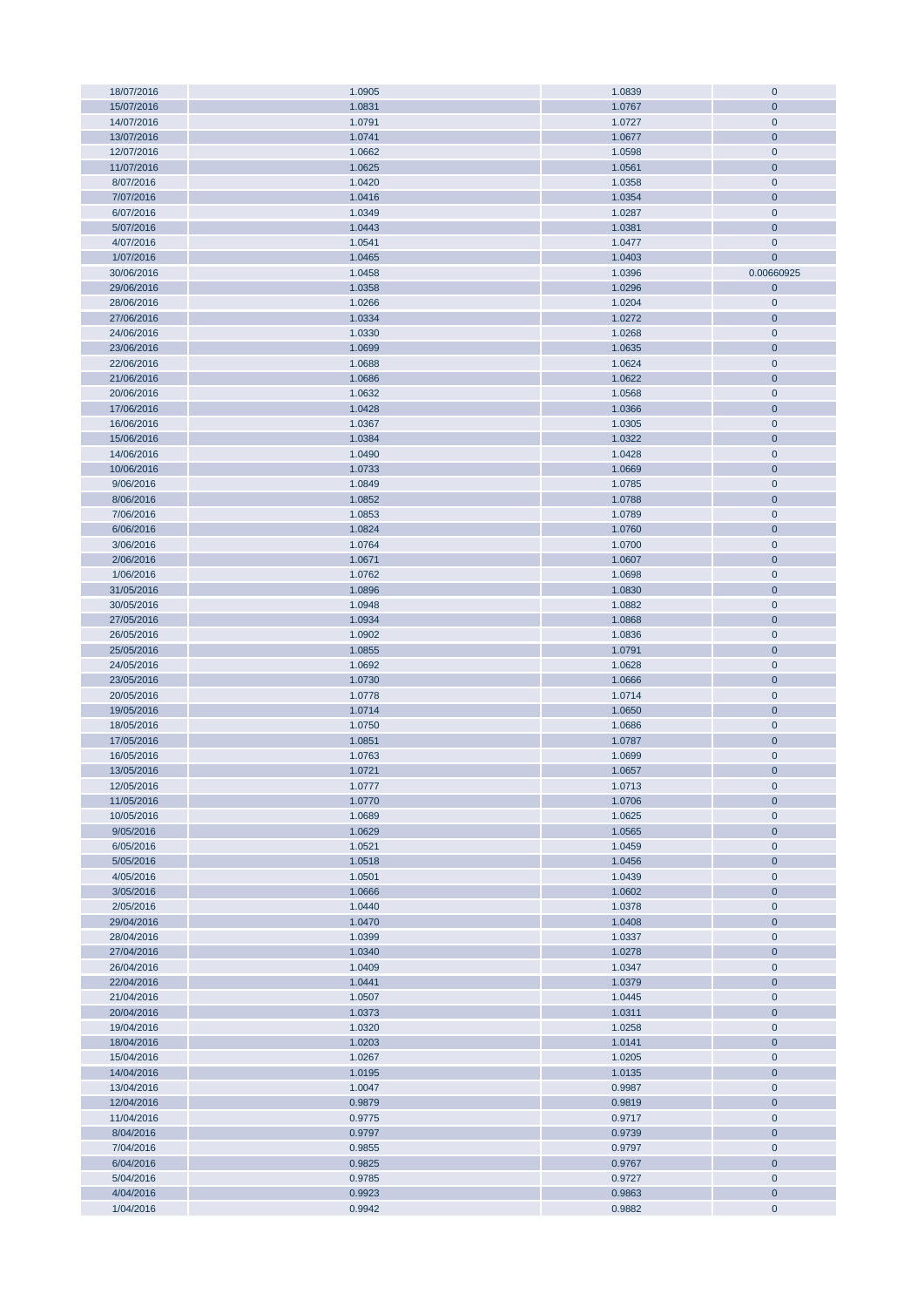| | | | |
|---|---|---|---|
| 18/07/2016 | 1.0905 | 1.0839 | 0 |
| 15/07/2016 | 1.0831 | 1.0767 | 0 |
| 14/07/2016 | 1.0791 | 1.0727 | 0 |
| 13/07/2016 | 1.0741 | 1.0677 | 0 |
| 12/07/2016 | 1.0662 | 1.0598 | 0 |
| 11/07/2016 | 1.0625 | 1.0561 | 0 |
| 8/07/2016 | 1.0420 | 1.0358 | 0 |
| 7/07/2016 | 1.0416 | 1.0354 | 0 |
| 6/07/2016 | 1.0349 | 1.0287 | 0 |
| 5/07/2016 | 1.0443 | 1.0381 | 0 |
| 4/07/2016 | 1.0541 | 1.0477 | 0 |
| 1/07/2016 | 1.0465 | 1.0403 | 0 |
| 30/06/2016 | 1.0458 | 1.0396 | 0.00660925 |
| 29/06/2016 | 1.0358 | 1.0296 | 0 |
| 28/06/2016 | 1.0266 | 1.0204 | 0 |
| 27/06/2016 | 1.0334 | 1.0272 | 0 |
| 24/06/2016 | 1.0330 | 1.0268 | 0 |
| 23/06/2016 | 1.0699 | 1.0635 | 0 |
| 22/06/2016 | 1.0688 | 1.0624 | 0 |
| 21/06/2016 | 1.0686 | 1.0622 | 0 |
| 20/06/2016 | 1.0632 | 1.0568 | 0 |
| 17/06/2016 | 1.0428 | 1.0366 | 0 |
| 16/06/2016 | 1.0367 | 1.0305 | 0 |
| 15/06/2016 | 1.0384 | 1.0322 | 0 |
| 14/06/2016 | 1.0490 | 1.0428 | 0 |
| 10/06/2016 | 1.0733 | 1.0669 | 0 |
| 9/06/2016 | 1.0849 | 1.0785 | 0 |
| 8/06/2016 | 1.0852 | 1.0788 | 0 |
| 7/06/2016 | 1.0853 | 1.0789 | 0 |
| 6/06/2016 | 1.0824 | 1.0760 | 0 |
| 3/06/2016 | 1.0764 | 1.0700 | 0 |
| 2/06/2016 | 1.0671 | 1.0607 | 0 |
| 1/06/2016 | 1.0762 | 1.0698 | 0 |
| 31/05/2016 | 1.0896 | 1.0830 | 0 |
| 30/05/2016 | 1.0948 | 1.0882 | 0 |
| 27/05/2016 | 1.0934 | 1.0868 | 0 |
| 26/05/2016 | 1.0902 | 1.0836 | 0 |
| 25/05/2016 | 1.0855 | 1.0791 | 0 |
| 24/05/2016 | 1.0692 | 1.0628 | 0 |
| 23/05/2016 | 1.0730 | 1.0666 | 0 |
| 20/05/2016 | 1.0778 | 1.0714 | 0 |
| 19/05/2016 | 1.0714 | 1.0650 | 0 |
| 18/05/2016 | 1.0750 | 1.0686 | 0 |
| 17/05/2016 | 1.0851 | 1.0787 | 0 |
| 16/05/2016 | 1.0763 | 1.0699 | 0 |
| 13/05/2016 | 1.0721 | 1.0657 | 0 |
| 12/05/2016 | 1.0777 | 1.0713 | 0 |
| 11/05/2016 | 1.0770 | 1.0706 | 0 |
| 10/05/2016 | 1.0689 | 1.0625 | 0 |
| 9/05/2016 | 1.0629 | 1.0565 | 0 |
| 6/05/2016 | 1.0521 | 1.0459 | 0 |
| 5/05/2016 | 1.0518 | 1.0456 | 0 |
| 4/05/2016 | 1.0501 | 1.0439 | 0 |
| 3/05/2016 | 1.0666 | 1.0602 | 0 |
| 2/05/2016 | 1.0440 | 1.0378 | 0 |
| 29/04/2016 | 1.0470 | 1.0408 | 0 |
| 28/04/2016 | 1.0399 | 1.0337 | 0 |
| 27/04/2016 | 1.0340 | 1.0278 | 0 |
| 26/04/2016 | 1.0409 | 1.0347 | 0 |
| 22/04/2016 | 1.0441 | 1.0379 | 0 |
| 21/04/2016 | 1.0507 | 1.0445 | 0 |
| 20/04/2016 | 1.0373 | 1.0311 | 0 |
| 19/04/2016 | 1.0320 | 1.0258 | 0 |
| 18/04/2016 | 1.0203 | 1.0141 | 0 |
| 15/04/2016 | 1.0267 | 1.0205 | 0 |
| 14/04/2016 | 1.0195 | 1.0135 | 0 |
| 13/04/2016 | 1.0047 | 0.9987 | 0 |
| 12/04/2016 | 0.9879 | 0.9819 | 0 |
| 11/04/2016 | 0.9775 | 0.9717 | 0 |
| 8/04/2016 | 0.9797 | 0.9739 | 0 |
| 7/04/2016 | 0.9855 | 0.9797 | 0 |
| 6/04/2016 | 0.9825 | 0.9767 | 0 |
| 5/04/2016 | 0.9785 | 0.9727 | 0 |
| 4/04/2016 | 0.9923 | 0.9863 | 0 |
| 1/04/2016 | 0.9942 | 0.9882 | 0 |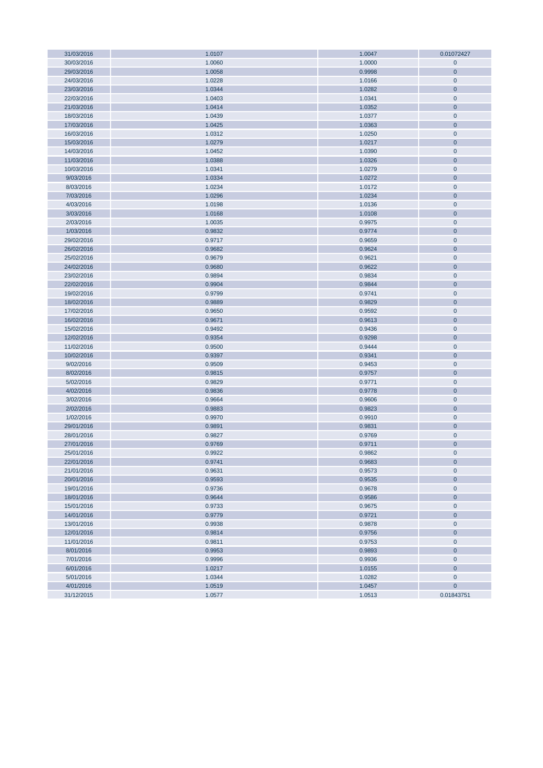| | | | |
|---|---|---|---|
| 31/03/2016 | 1.0107 | 1.0047 | 0.01072427 |
| 30/03/2016 | 1.0060 | 1.0000 | 0 |
| 29/03/2016 | 1.0058 | 0.9998 | 0 |
| 24/03/2016 | 1.0228 | 1.0166 | 0 |
| 23/03/2016 | 1.0344 | 1.0282 | 0 |
| 22/03/2016 | 1.0403 | 1.0341 | 0 |
| 21/03/2016 | 1.0414 | 1.0352 | 0 |
| 18/03/2016 | 1.0439 | 1.0377 | 0 |
| 17/03/2016 | 1.0425 | 1.0363 | 0 |
| 16/03/2016 | 1.0312 | 1.0250 | 0 |
| 15/03/2016 | 1.0279 | 1.0217 | 0 |
| 14/03/2016 | 1.0452 | 1.0390 | 0 |
| 11/03/2016 | 1.0388 | 1.0326 | 0 |
| 10/03/2016 | 1.0341 | 1.0279 | 0 |
| 9/03/2016 | 1.0334 | 1.0272 | 0 |
| 8/03/2016 | 1.0234 | 1.0172 | 0 |
| 7/03/2016 | 1.0296 | 1.0234 | 0 |
| 4/03/2016 | 1.0198 | 1.0136 | 0 |
| 3/03/2016 | 1.0168 | 1.0108 | 0 |
| 2/03/2016 | 1.0035 | 0.9975 | 0 |
| 1/03/2016 | 0.9832 | 0.9774 | 0 |
| 29/02/2016 | 0.9717 | 0.9659 | 0 |
| 26/02/2016 | 0.9682 | 0.9624 | 0 |
| 25/02/2016 | 0.9679 | 0.9621 | 0 |
| 24/02/2016 | 0.9680 | 0.9622 | 0 |
| 23/02/2016 | 0.9894 | 0.9834 | 0 |
| 22/02/2016 | 0.9904 | 0.9844 | 0 |
| 19/02/2016 | 0.9799 | 0.9741 | 0 |
| 18/02/2016 | 0.9889 | 0.9829 | 0 |
| 17/02/2016 | 0.9650 | 0.9592 | 0 |
| 16/02/2016 | 0.9671 | 0.9613 | 0 |
| 15/02/2016 | 0.9492 | 0.9436 | 0 |
| 12/02/2016 | 0.9354 | 0.9298 | 0 |
| 11/02/2016 | 0.9500 | 0.9444 | 0 |
| 10/02/2016 | 0.9397 | 0.9341 | 0 |
| 9/02/2016 | 0.9509 | 0.9453 | 0 |
| 8/02/2016 | 0.9815 | 0.9757 | 0 |
| 5/02/2016 | 0.9829 | 0.9771 | 0 |
| 4/02/2016 | 0.9836 | 0.9778 | 0 |
| 3/02/2016 | 0.9664 | 0.9606 | 0 |
| 2/02/2016 | 0.9883 | 0.9823 | 0 |
| 1/02/2016 | 0.9970 | 0.9910 | 0 |
| 29/01/2016 | 0.9891 | 0.9831 | 0 |
| 28/01/2016 | 0.9827 | 0.9769 | 0 |
| 27/01/2016 | 0.9769 | 0.9711 | 0 |
| 25/01/2016 | 0.9922 | 0.9862 | 0 |
| 22/01/2016 | 0.9741 | 0.9683 | 0 |
| 21/01/2016 | 0.9631 | 0.9573 | 0 |
| 20/01/2016 | 0.9593 | 0.9535 | 0 |
| 19/01/2016 | 0.9736 | 0.9678 | 0 |
| 18/01/2016 | 0.9644 | 0.9586 | 0 |
| 15/01/2016 | 0.9733 | 0.9675 | 0 |
| 14/01/2016 | 0.9779 | 0.9721 | 0 |
| 13/01/2016 | 0.9938 | 0.9878 | 0 |
| 12/01/2016 | 0.9814 | 0.9756 | 0 |
| 11/01/2016 | 0.9811 | 0.9753 | 0 |
| 8/01/2016 | 0.9953 | 0.9893 | 0 |
| 7/01/2016 | 0.9996 | 0.9936 | 0 |
| 6/01/2016 | 1.0217 | 1.0155 | 0 |
| 5/01/2016 | 1.0344 | 1.0282 | 0 |
| 4/01/2016 | 1.0519 | 1.0457 | 0 |
| 31/12/2015 | 1.0577 | 1.0513 | 0.01843751 |